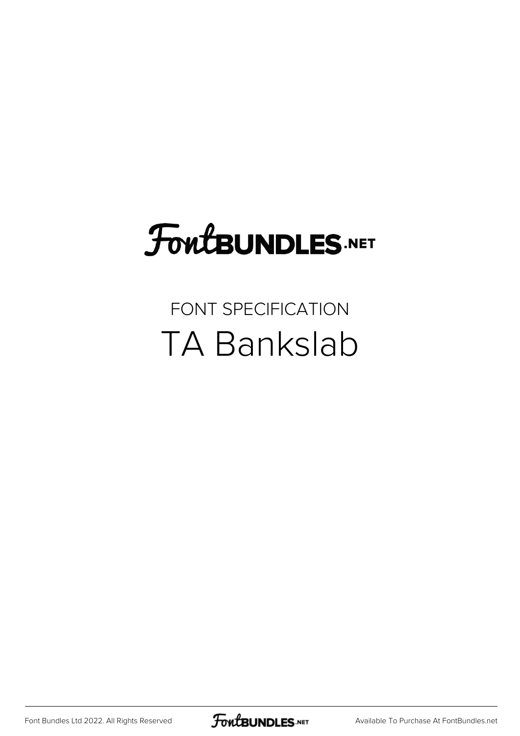FontBUNDLES.NET

FONT SPECIFICATION

# TA Bankslab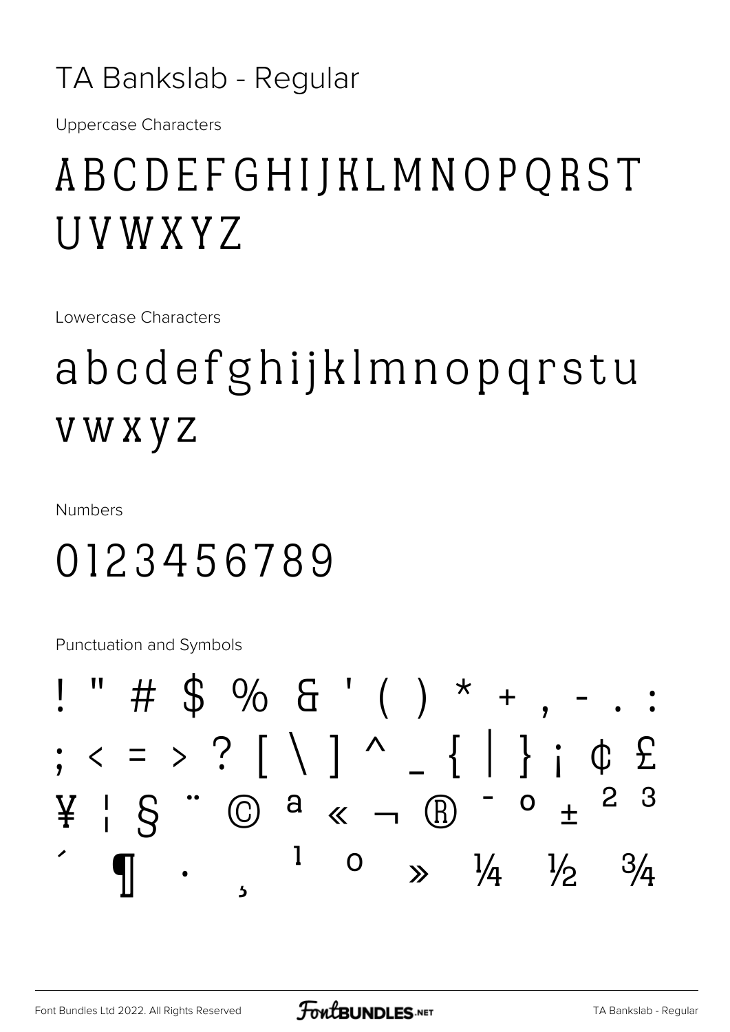# TA Bankslab - Regular

Uppercase Characters

ABCDEFGHIJKLMNOPQRST UVWXYZ

Lowercase Characters

abcdefghijklmnopqrstu vwxyz

Numbers

0123456789

Punctuation and Symbols

! " # $ % & ' ( ) * + , - . : ; < = > ? [ \ ] ^ _ { | } ¡ ¢ £ ¥ ¦ § ¨ © ª « ¬ ® ¯ ° ± ² ³ ´ ¶ · ¸ ¹ º » ¼ ½ ¾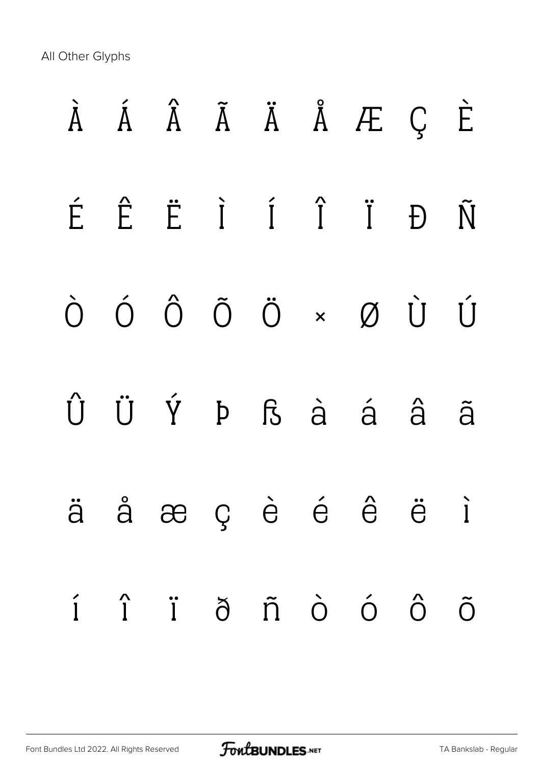All Other Glyphs

À Á Â Ã Ä Å Æ Ç È

É Ê Ë Ì Í Î Ï Ð Ñ

Ò Ó Ô Õ Ö × Ø Ù Ú

Û Ü Ý Þ ß à á â ã

ä å æ ç è é ê ë ì

í î ï ð ñ ò ó ô õ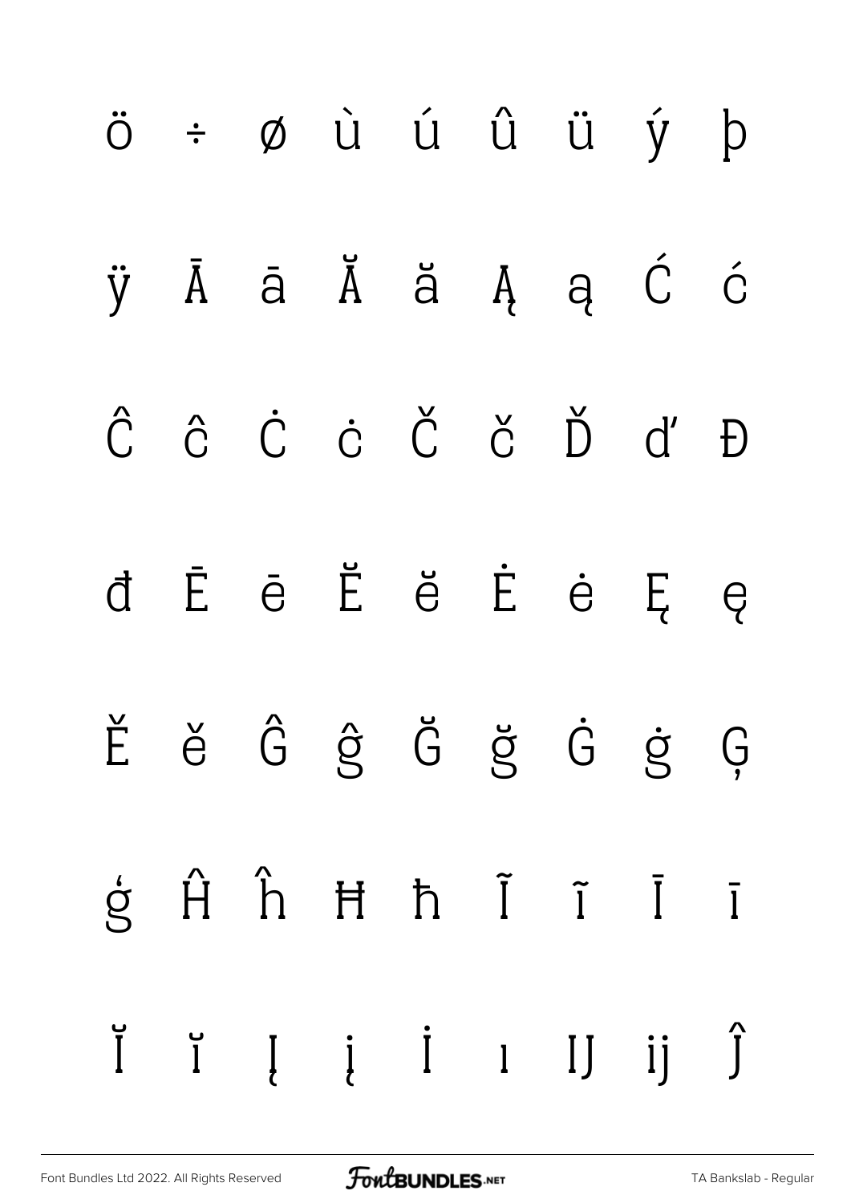ö ÷ ø ù ú û ü ý þ

ÿ Ā ā Ă ă Ą ą Ć ć

Ĉ ĉ Ċ ċ Č č Ď ď Đ

đ Ē ē Ĕ ĕ Ė ė Ę ę

Ě ě Ĝ ĝ Ğ ğ Ġ ġ Ģ

ģ Ĥ ĥ Ħ ħ Ĩ ĩ Ī ī

Ĭ ĭ Į į İ ı Ĳ ĳ Ĵ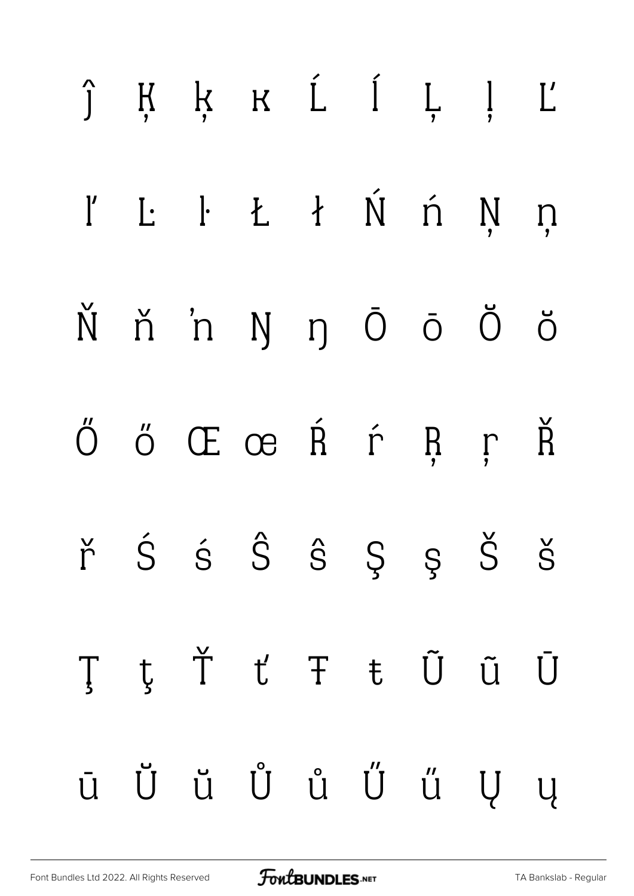ĵ Ķ ķ ĸ Ĺ ĺ Ļ ļ Ľ

ľ Ŀ ŀ Ł ł Ń ń Ņ ņ

Ň ň ŉ Ŋ ŋ Ō ō Ŏ ŏ

Ő ő Œ œ Ŕ ŕ Ŗ ŗ Ř

ř Ś ś Ŝ ŝ Ş ş Š š

Ţ ţ Ť ť Ŧ ŧ Ũ ũ Ū

ū Ŭ ŭ Ů ů Ű ű Ų ų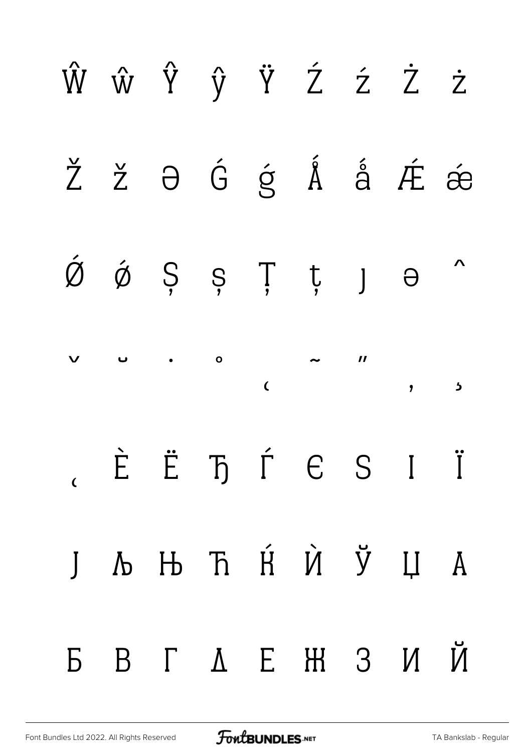Ŵ ŵ Ŷ ŷ Ÿ Ź ź Ż ż

Ž ž Ə Ǵ ǵ Ǻ ǻ Ǽ ǽ

Ǿ ǿ Ș ș Ț ț ȷ ə ˆ

ˇ ˘ ˙ ˚ ˛ ˜ ˝ ̦ ̒

̨ Ѐ Ё Ђ Ѓ Є Ѕ І Ї

Ј Љ Њ Ћ Ќ Ѝ Ў Џ А

Б В Г Д Е Ж З И Й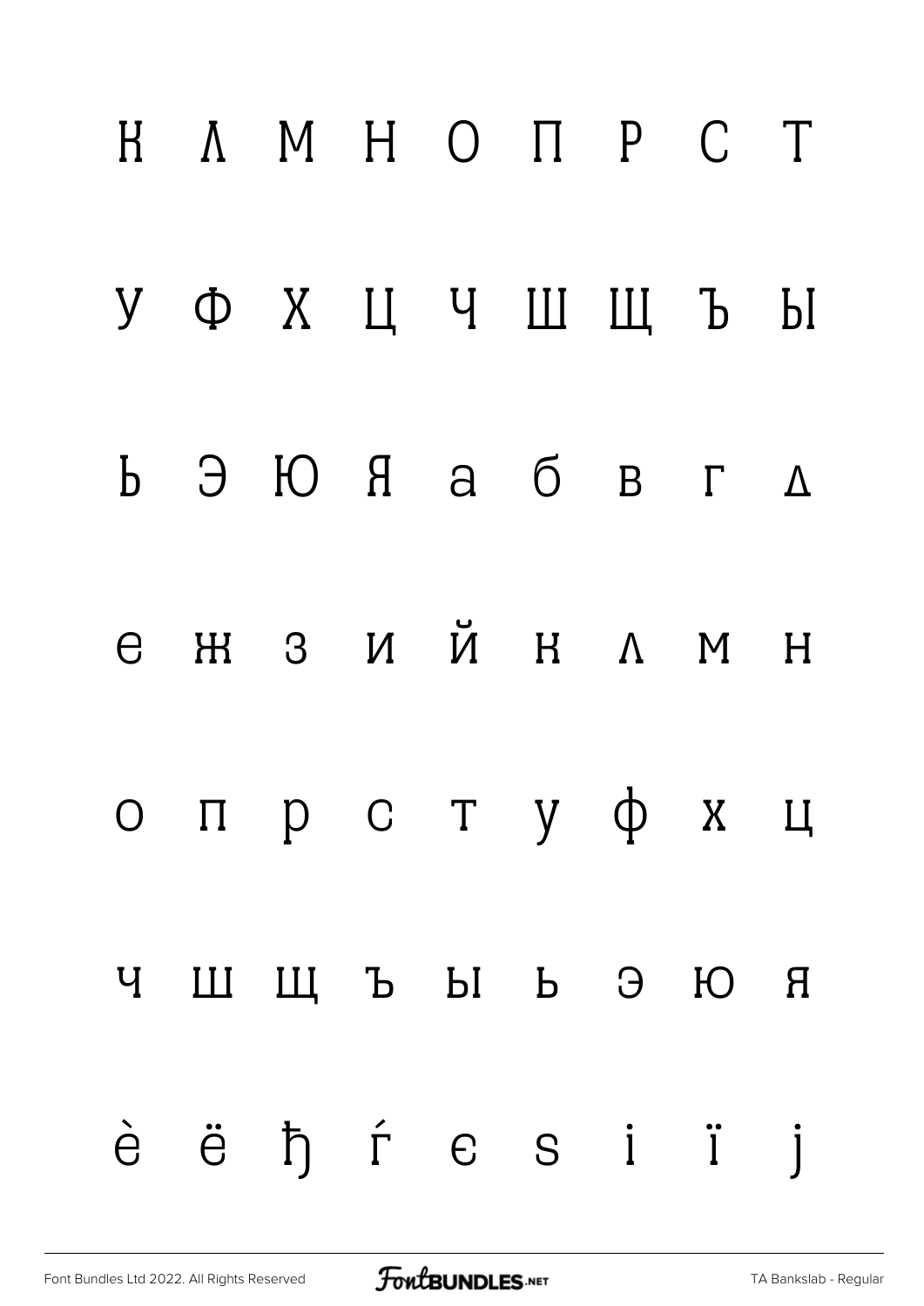К Л М Н О П Р С Т

У Ф Х Ц Ч Ш Щ Ъ Ы

Ь Э Ю Я а б в г д

е ж з и й к л м н

о п р с т у ф х ц

ч ш щ ъ ы ь э ю я

ѐ ё ђ ѓ є ѕ і ї ј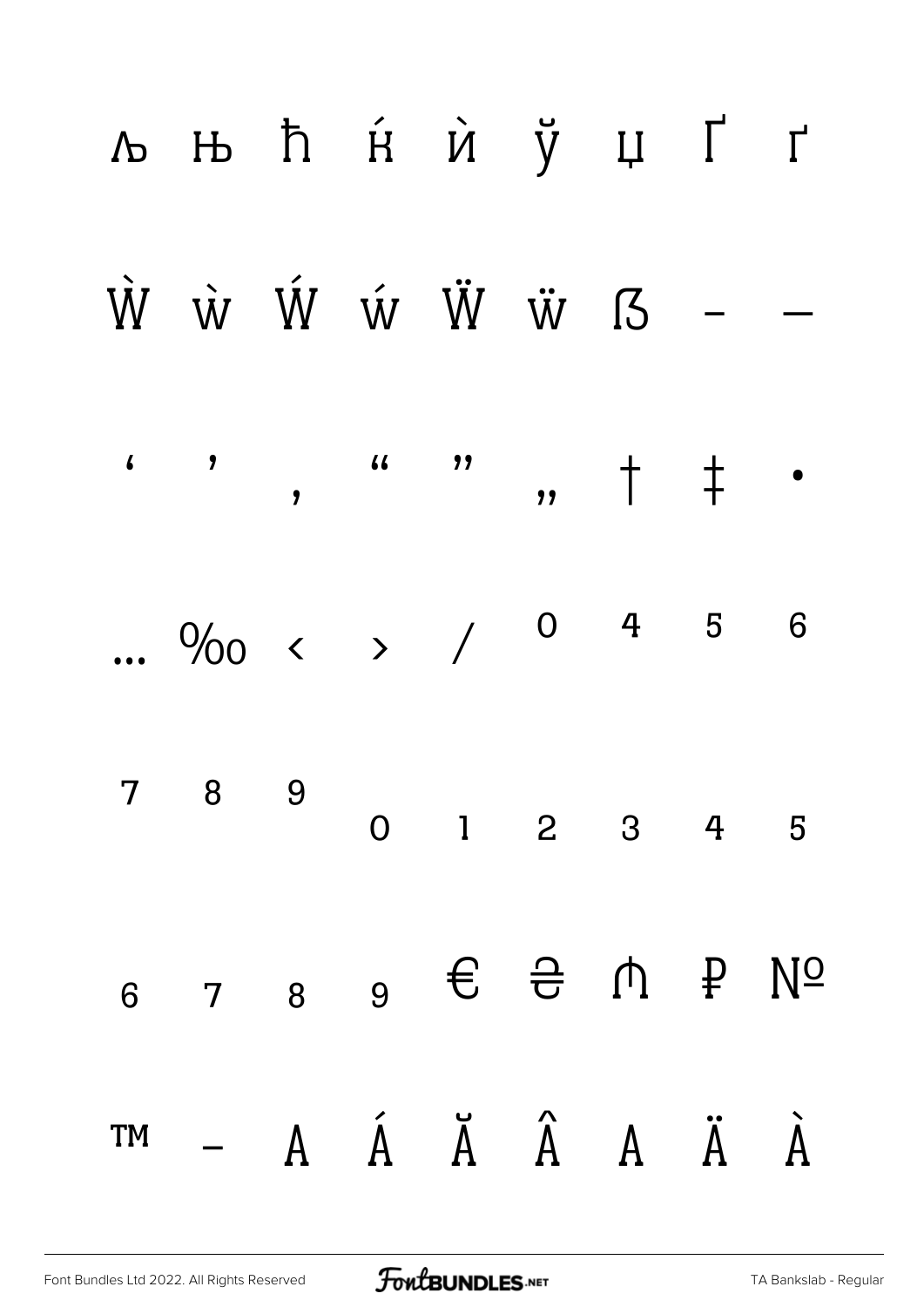љ њ ћ ќ ѝ ў џ Ґ ґ

Ẁ ẁ Ẃ ẃ Ẅ ẅ ẞ – —

‘ ’ ‚ “ ” „ † ‡ •

… ‰ ‹ › ⁄ ⁰ ⁴ ⁵ ⁶

⁷ ⁸ ⁹ ₀ ₁ ₂ ₃ ₄ ₅

₆ ₇ ₈ ₉ € ₴ ₼ ₽ №

™ − A Á Ă Â A Ä À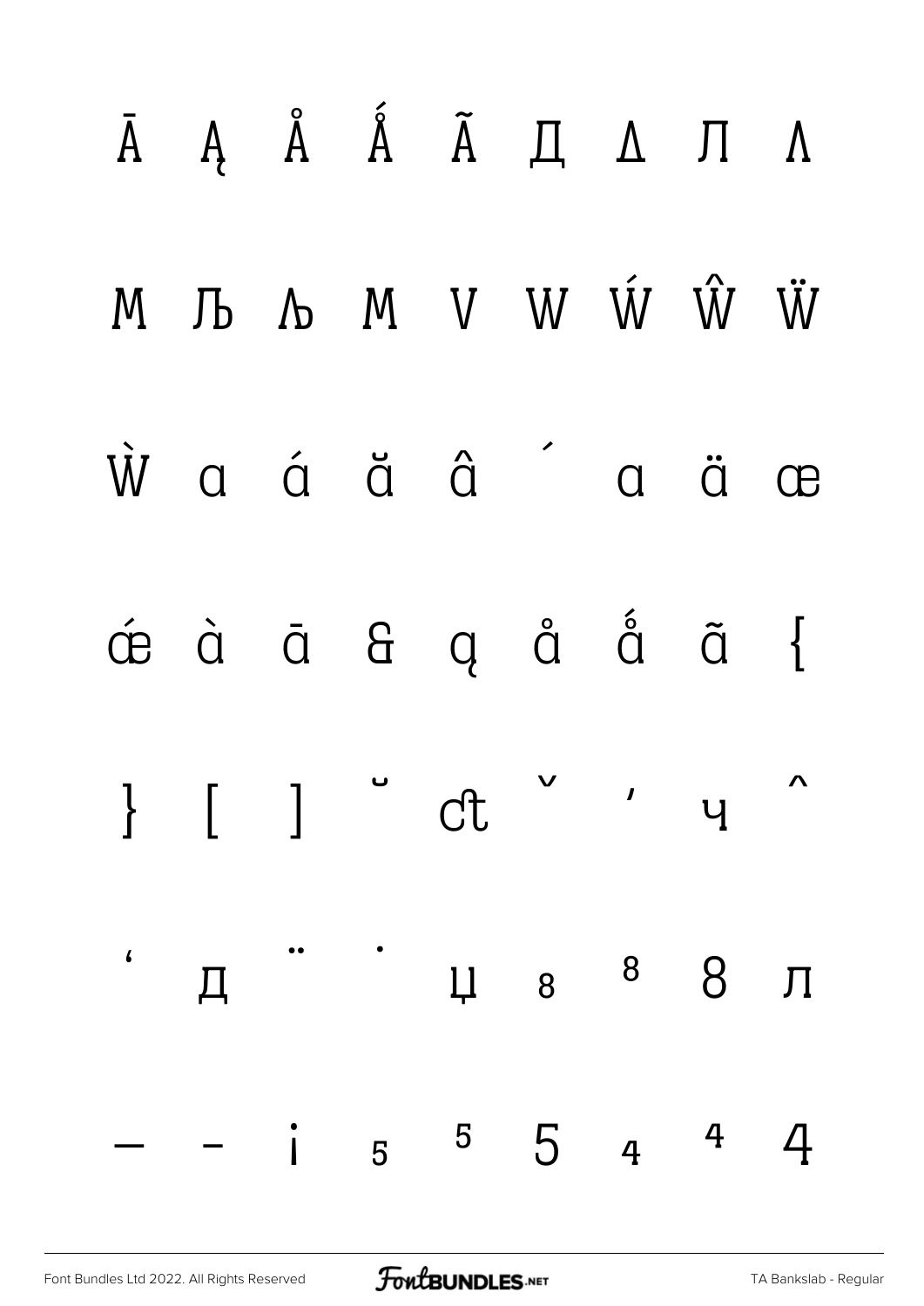Ā Ą Å Ǻ Ã Д Λ Л Λ

M Љ Љ M V W Ẃ Ŵ Ẅ

Ẁ a á ă â ´ a ä œ

ǽ à ā & ą å ǻ ã {

} [ ] ˘ ct ˇ ' ч ^

' д ¨ ˙ џ ₈ ⁸ 8 л

— - ¡ ₅ ⁵ 5 ₄ ⁴ 4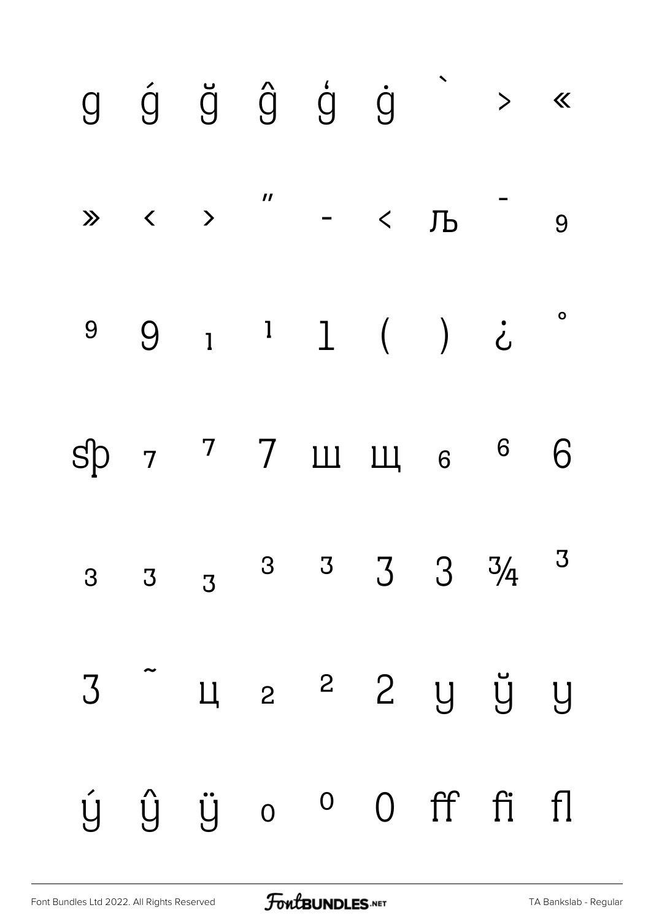g ǵ ğ ĝ ģ ġ ` › «

» ‹ › ″ - < Љ ‐ 9

9 9 1 1 1 ( ) ¿ °

ʂp 7 7 7 ш щ 6 6 6

3 3 3 3 3 3 3 ¾ 3

3 ˜ ц 2 2 2 у ў у

ý ŷ ÿ 0 0 0 ff fi fl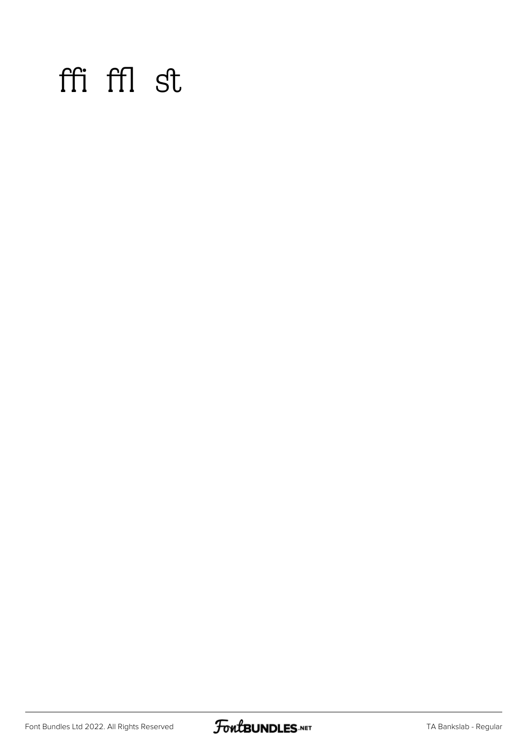ﬃ ﬄ ﬆ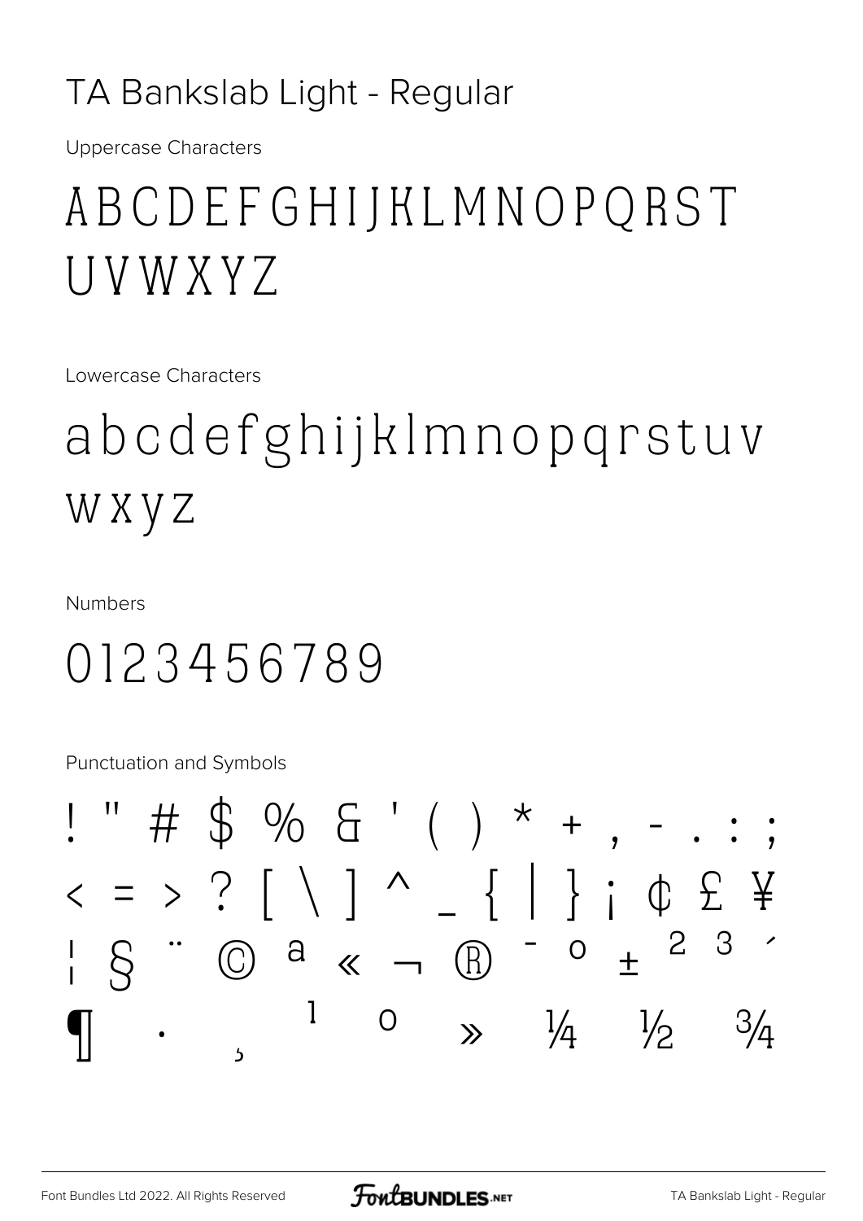# TA Bankslab Light - Regular

Uppercase Characters

ABCDEFGHIJKLMNOPQRST
UVWXYZ

Lowercase Characters

abcdefghijklmnopqrstuv
wxyz

Numbers

0123456789

Punctuation and Symbols

! " # $ % & ' ( ) * + , - . : ;
< = > ? [ \ ] ^ _ { | } ¡ ¢ £ ¥
¦ § ¨ © ª « ¬ ® ¯ ° ± ² ³ ´
¶ · ¸ ¹ º » ¼ ½ ¾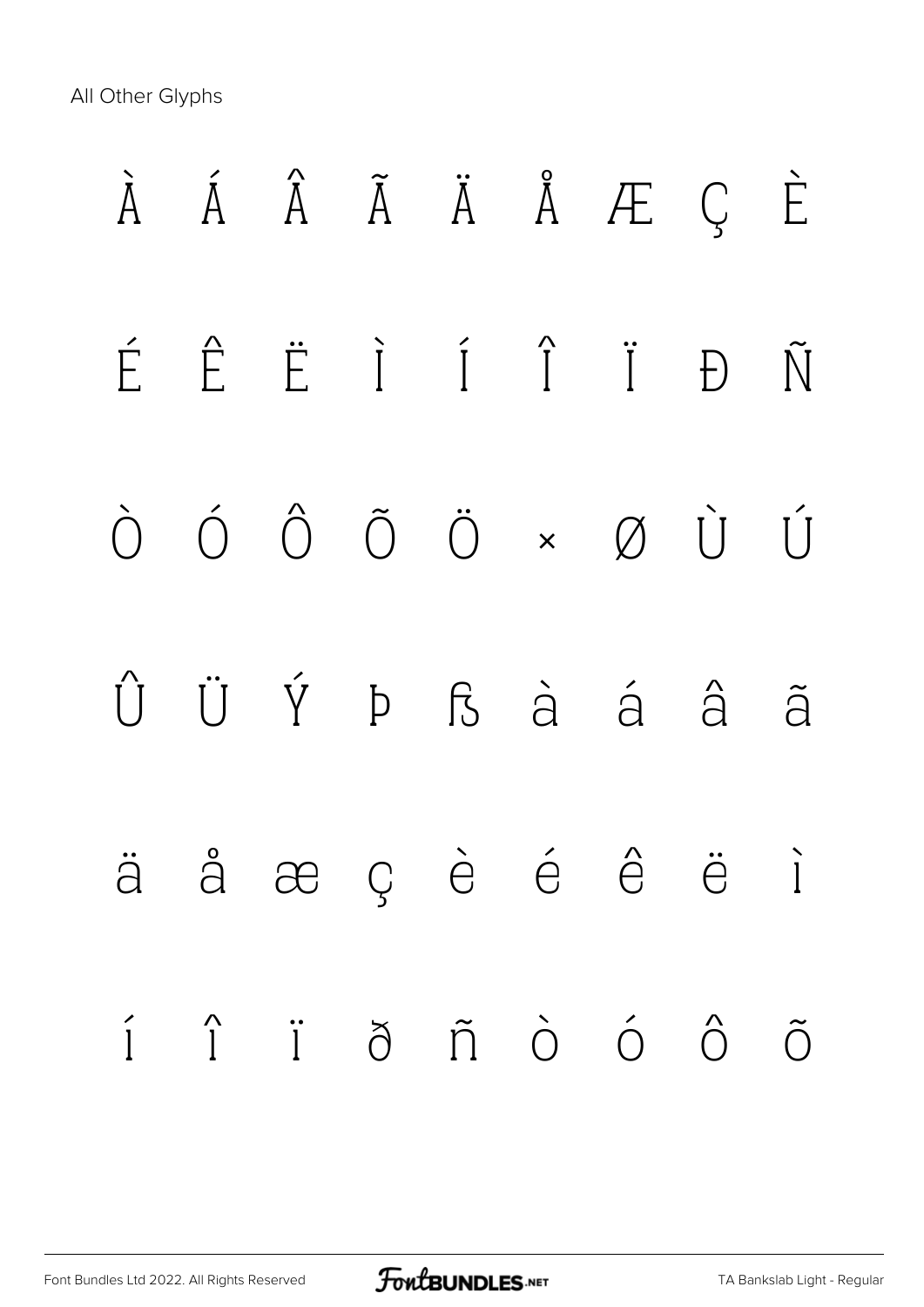All Other Glyphs

À Á Â Ã Ä Å Æ Ç È

É Ê Ë Ì Í Î Ï Ð Ñ

Ò Ó Ô Õ Ö × Ø Ù Ú

Û Ü Ý Þ ß à á â ã

ä å æ ç è é ê ë ì

í î ï ð ñ ò ó ô õ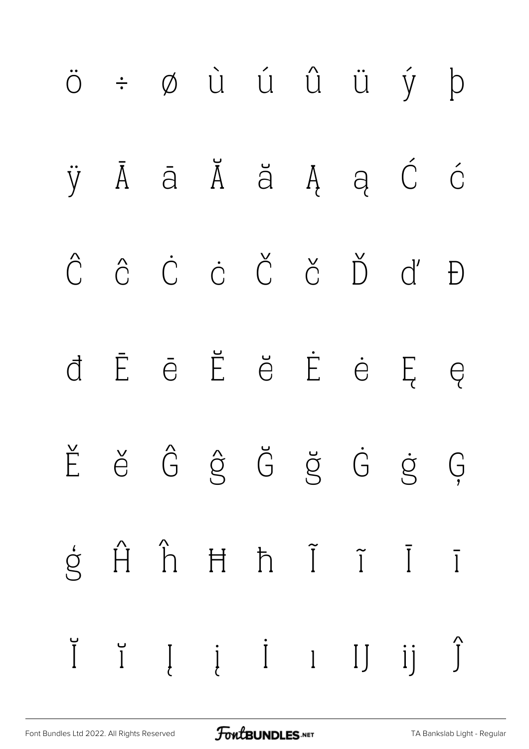ö ÷ ø ù ú û ü ý þ

ÿ Ā ā Ă ă Ą ą Ć ć

Ĉ ĉ Ċ ċ Č č Ď ď Đ

đ Ē ē Ĕ ĕ Ė ė Ę ę

Ě ě Ĝ ĝ Ğ ğ Ġ ġ Ģ

ģ Ĥ ĥ Ħ ħ Ĩ ĩ Ī ī

Ĭ ĭ Į į İ ı Ĳ ĳ Ĵ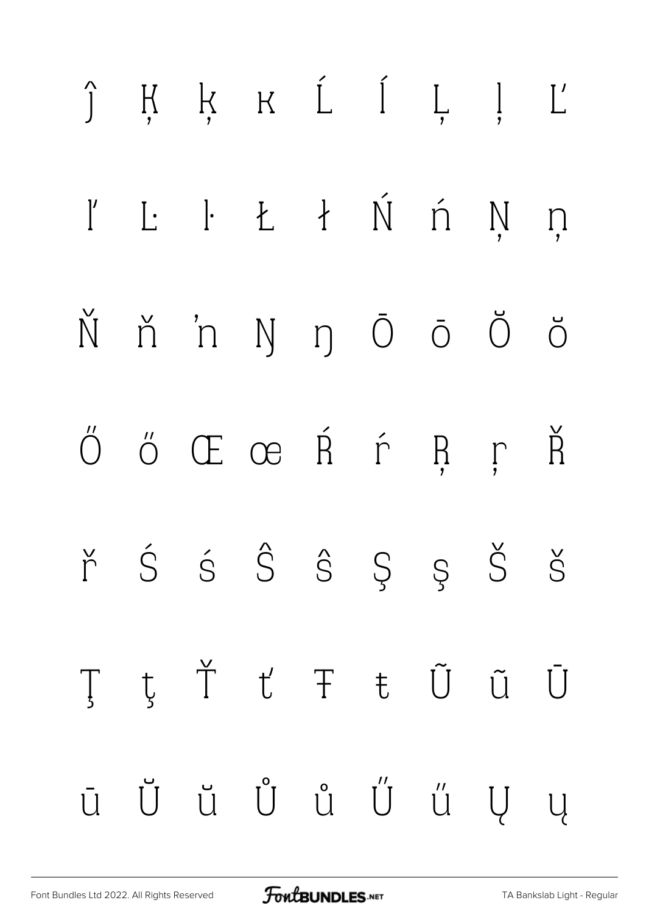ĵ Ķ ķ ĸ Ĺ ĺ Ļ ļ Ľ

ľ Ŀ ŀ Ł ł Ń ń Ņ ņ

Ň ň ŉ Ŋ ŋ Ō ō Ŏ ŏ

Ő ő Œ œ Ŕ ŕ Ŗ ŗ Ř

ř Ś ś Ŝ ŝ Ş ş Š š

Ţ ţ Ť ť Ŧ ŧ Ũ ũ Ū

ū Ŭ ŭ Ů ů Ű ű Ų ų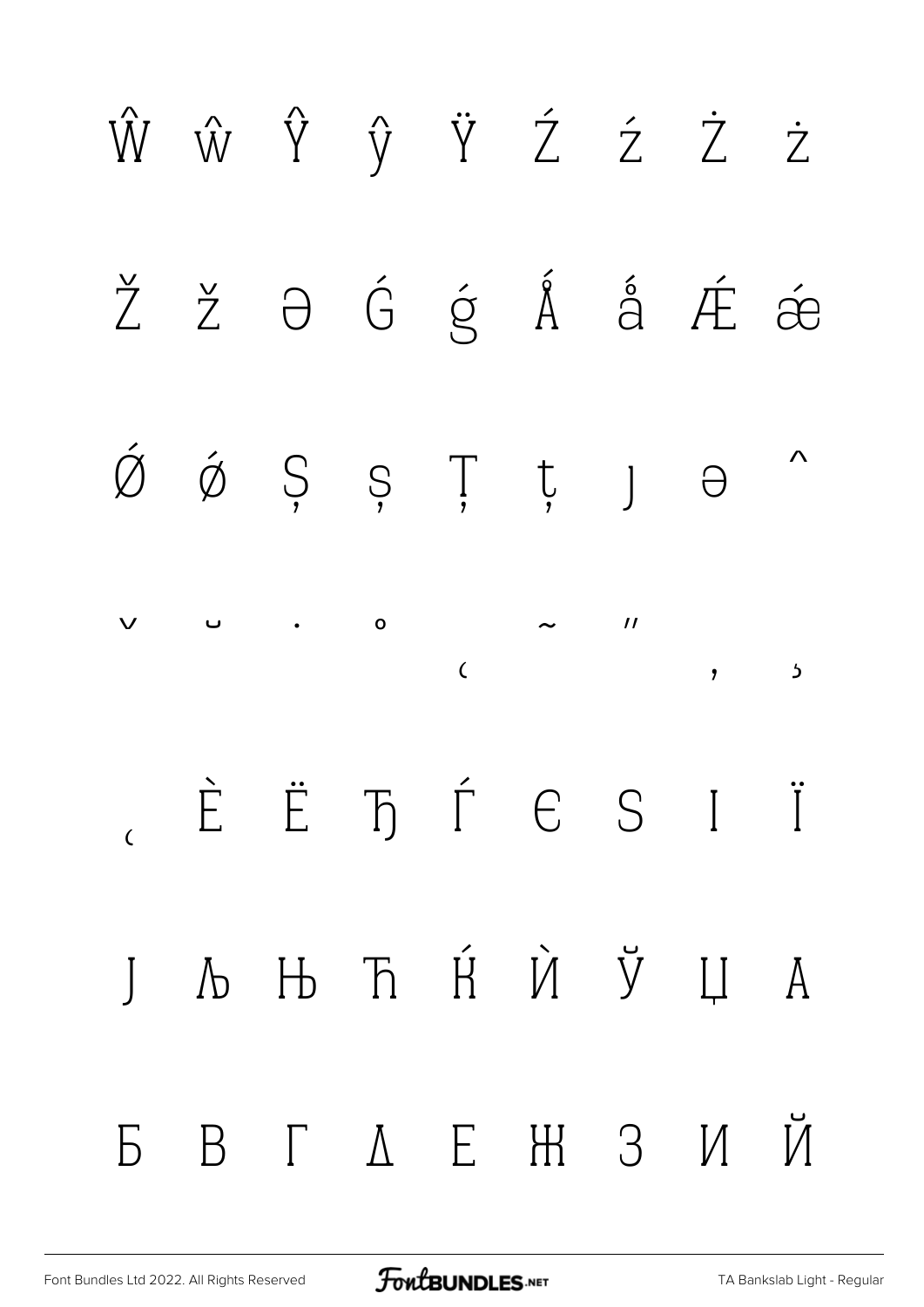Ŵ ŵ Ŷ ŷ Ÿ Ź ź Ż ż

Ž ž Ə Ǵ ǵ Ǻ ǻ Ǽ ǽ

Ǿ ǿ Ș ș Ț ț ȷ ə ˆ

ˇ ˘ ˙ ˚ ˛ ˜ ˝ ̦ ̦

̨ Ѐ Ё Ђ Ѓ Є Ѕ І Ї

Ј Љ Њ Ћ Ќ Ѝ Ў Џ А

Б В Г Д Е Ж З И Й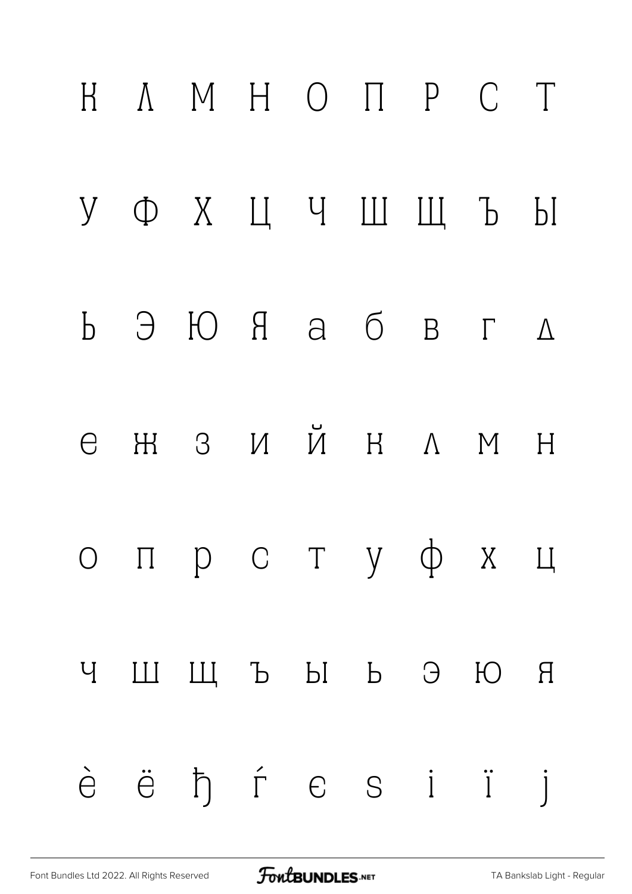К Л М Н О П Р С Т

У Ф Х Ц Ч Ш Щ Ъ Ы

Ь Э Ю Я а б в г д

е ж з и й к л м н

о п р с т у ф х ц

ч ш щ ъ ы ь э ю я

ѐ ё ђ ѓ є ѕ і ї ј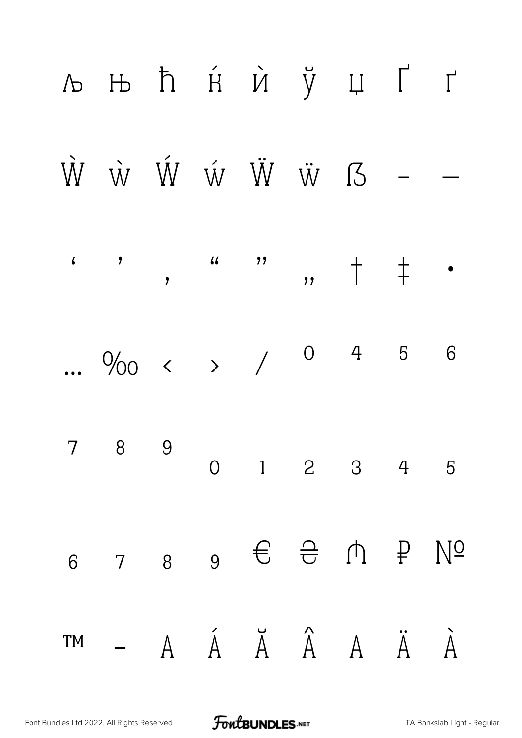љ њ ћ ќ ѝ ў џ Ґ ґ

Ẁ ẁ Ẃ ẃ Ẅ ẅ ẞ – —

‘ ’ ‚ “ ” „ † ‡ •

… ‰ ‹ › ⁄ ⁰ ⁴ ⁵ ⁶

⁷ ⁸ ⁹ ₀ ₁ ₂ ₃ ₄ ₅

₆ ₇ ₈ ₉ € ₴ ₼ ₽ №

™ − A Á Ă Â A Ä À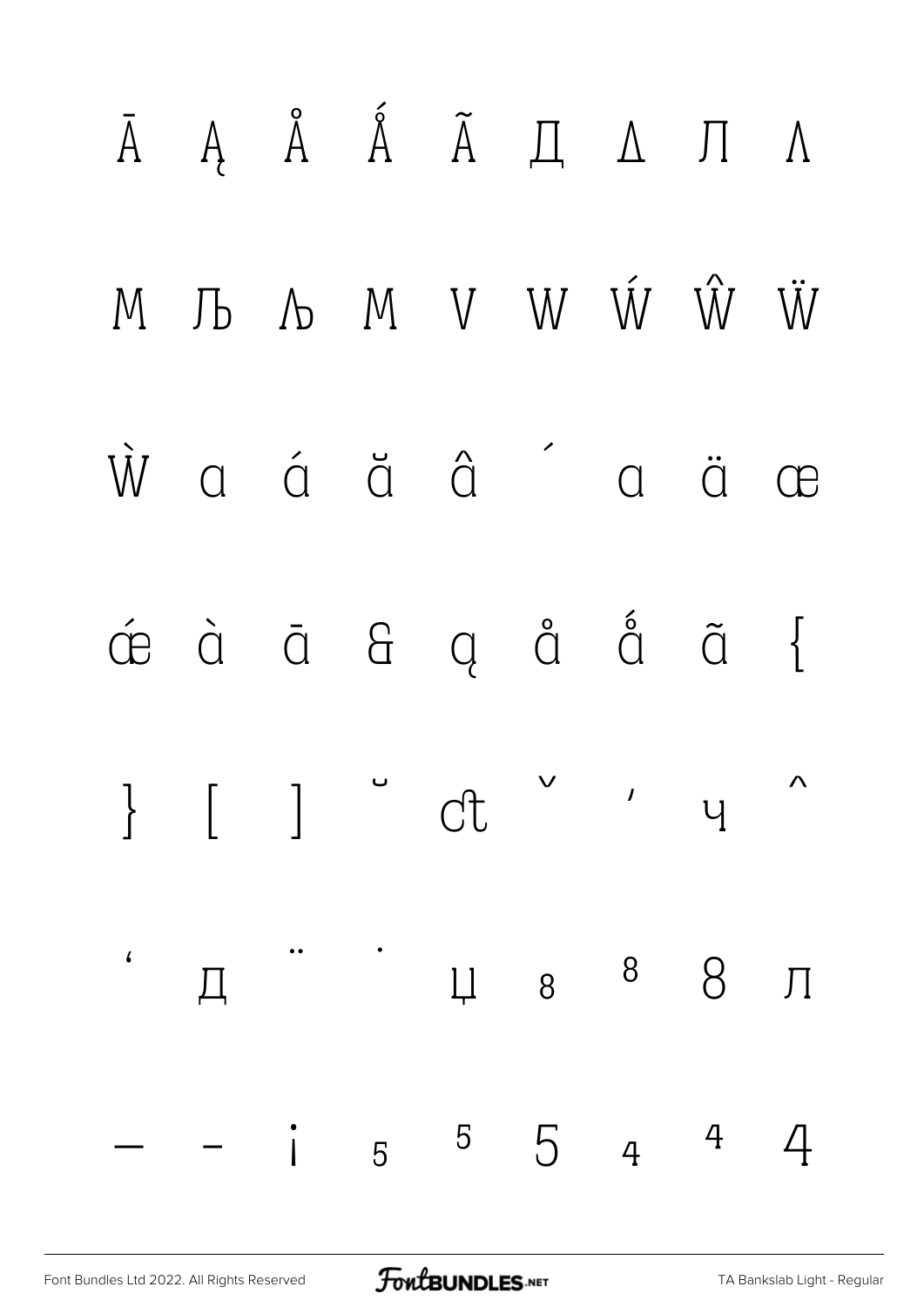Ā Ą Å Ǻ Ã Д Λ Л Λ

M Љ Љ M V W Ẃ Ŵ Ẅ

Ẁ a á ă â ´ a ä œ

œ́ à ā & ą å ǻ ã {

} [ ] ˘ ct ˇ ' ч ˆ

' д ¨ ˙ џ ₈ ⁸ 8 л

— – ¡ ₅ ⁵ 5 ₄ ⁴ 4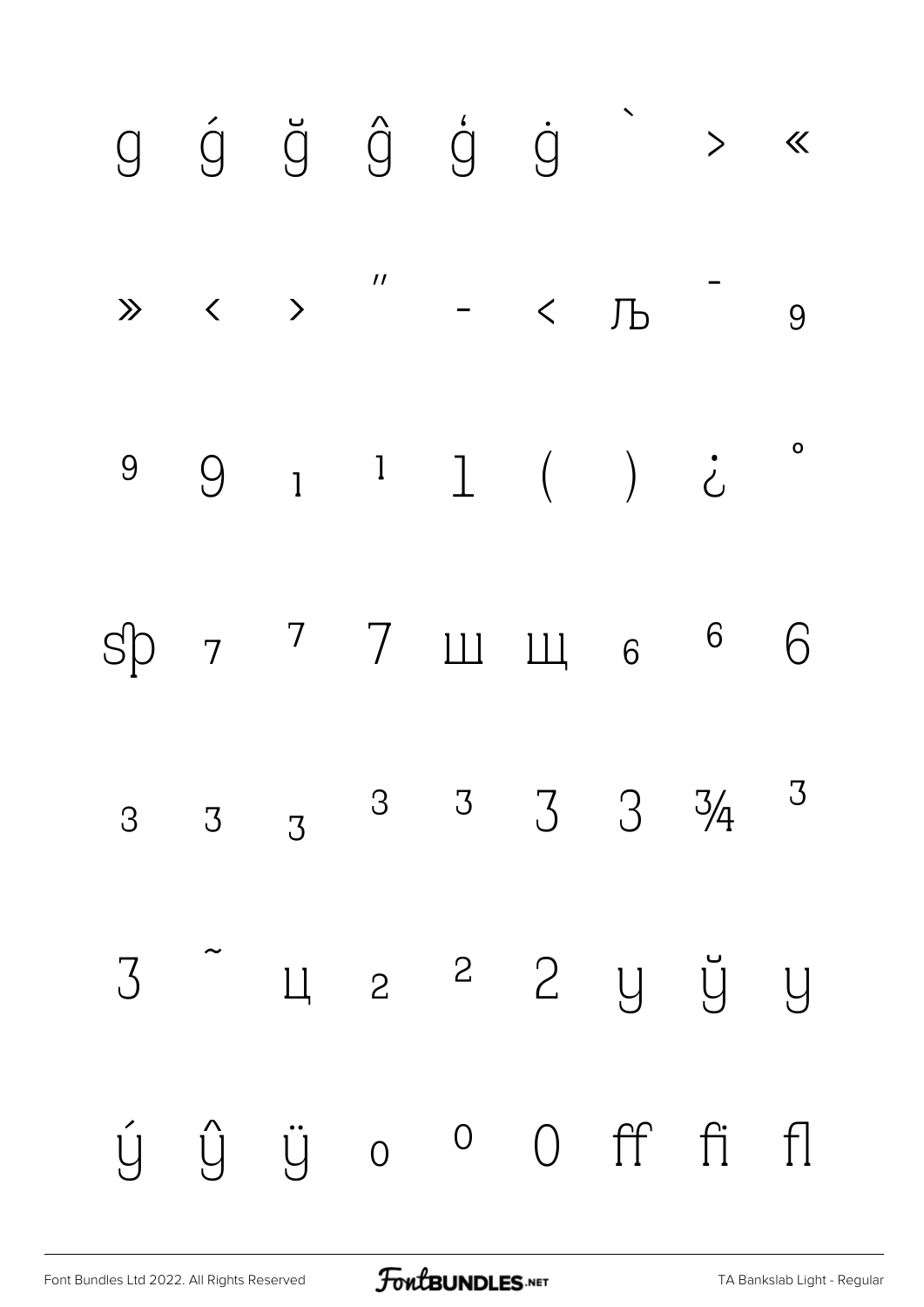g ǵ ğ ĝ ģ ġ ` › «

» ‹ › ″ - < Љ ¯ 9

9 9 1 1 1 ( ) ¿ °

Sp 7 7 7 ш щ 6 6 6

3 3 3 3 3 3 3 ¾ 3

3 ˜ ц 2 2 2 y ў y

ý ŷ ÿ 0 0 0 ff fi fl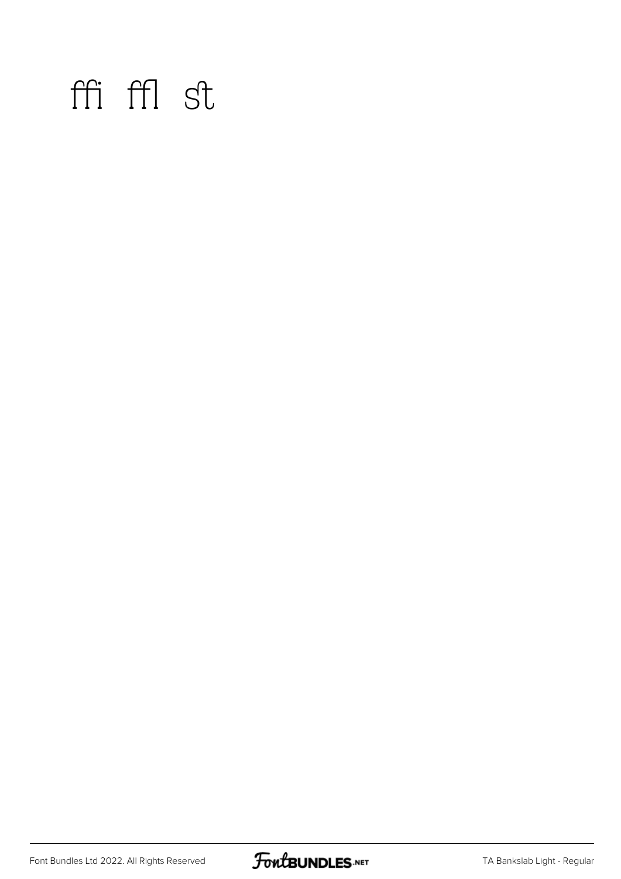ffi ffl st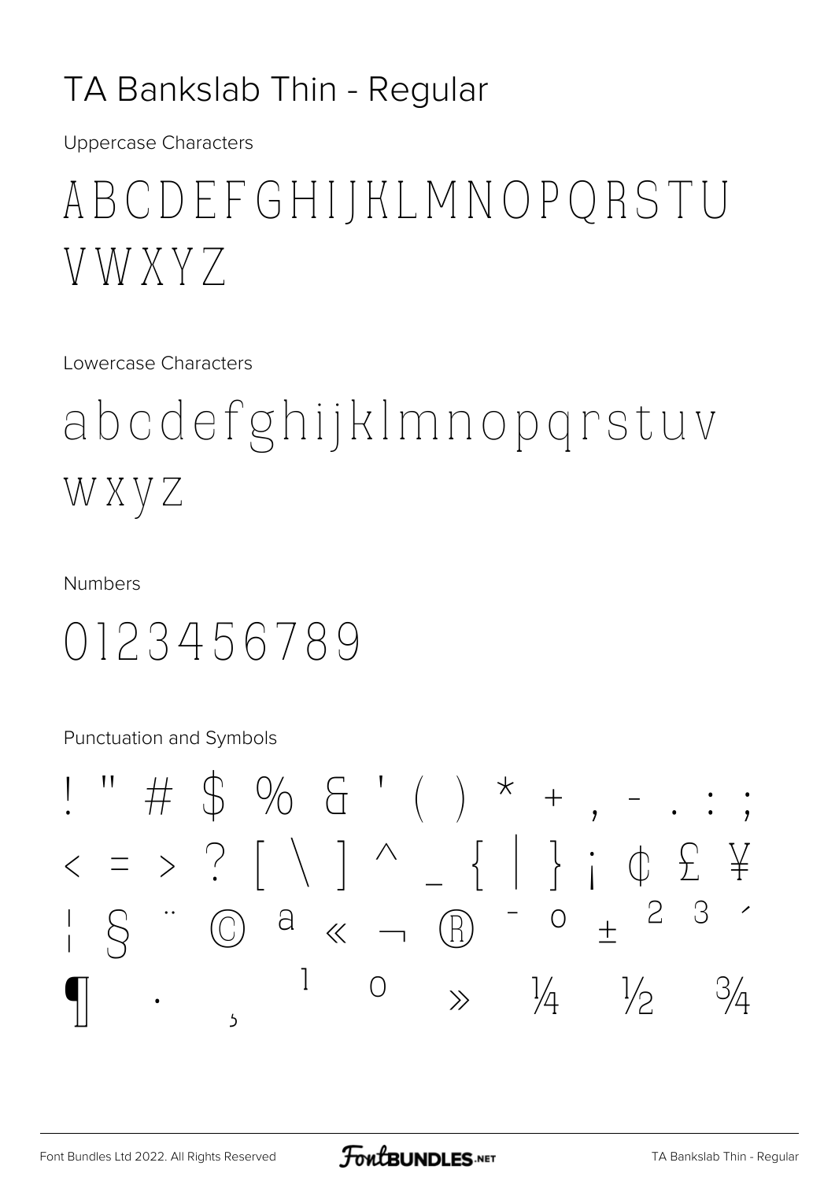# TA Bankslab Thin - Regular

Uppercase Characters

ABCDEFGHIJKLMNOPQRSTU
VWXYZ

Lowercase Characters

abcdefghijklmnopqrstuv
wxyz

Numbers

0123456789

Punctuation and Symbols

! " # $ % & ' ( ) * + , - . : ;
< = > ? [ \ ] ^ _ { | } ¡ ¢ £ ¥
¦ § ¨ © ª « ¬ ® ¯ ° ± ² ³ ´
¶ · ¸ ¹ º » ¼ ½ ¾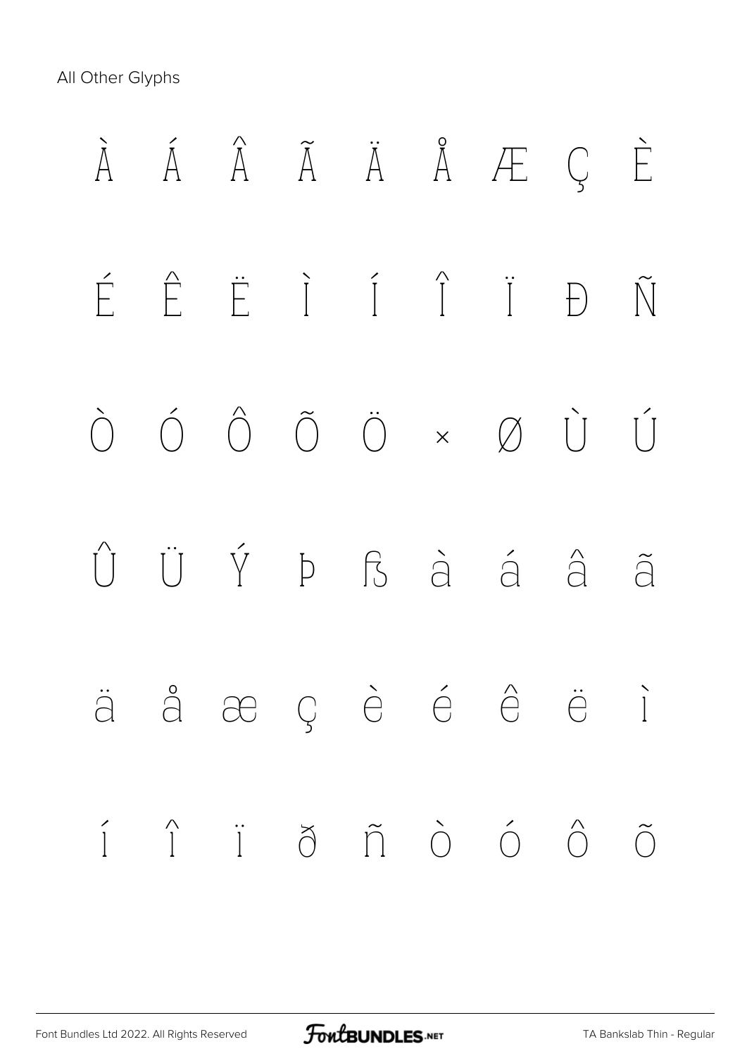All Other Glyphs

À Á Â Ã Ä Å Æ Ç È

É Ê Ë Ì Í Î Ï Ð Ñ

Ò Ó Ô Õ Ö × Ø Ù Ú

Û Ü Ý Þ ß à á â ã

ä å æ ç è é ê ë ì

í î ï ð ñ ò ó ô õ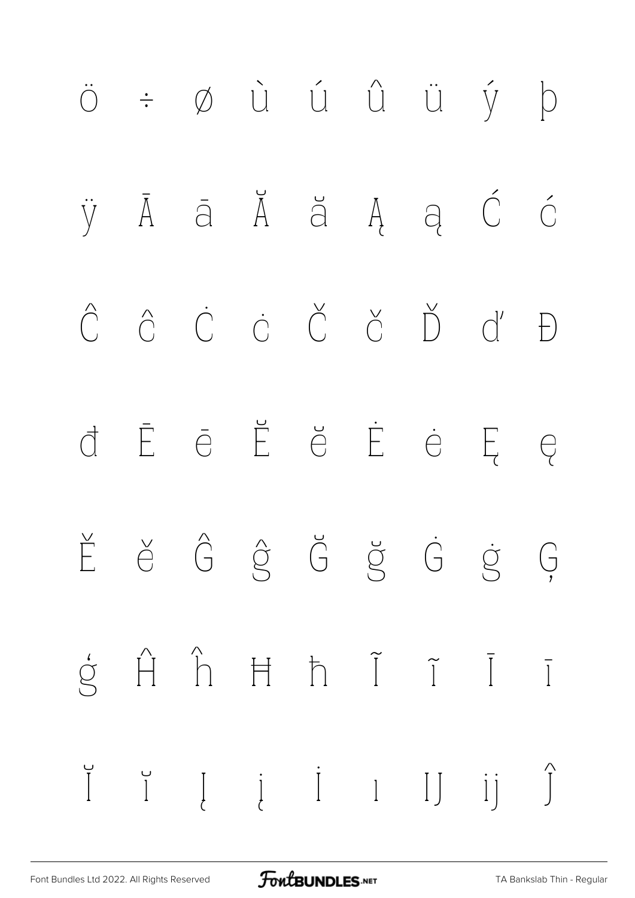ö ÷ ø ù ú û ü ý þ

ÿ Ā ā Ă ă Ą ą Ć ć

Ĉ ĉ Ċ ċ Č č Ď ď Đ

đ Ē ē Ĕ ĕ Ė ė Ę ę

Ě ě Ĝ ĝ Ğ ğ Ġ ġ Ģ

ģ Ĥ ĥ Ħ ħ Ĩ ĩ Ī ī

Ĭ ĭ Į į İ ı Ĳ ĳ Ĵ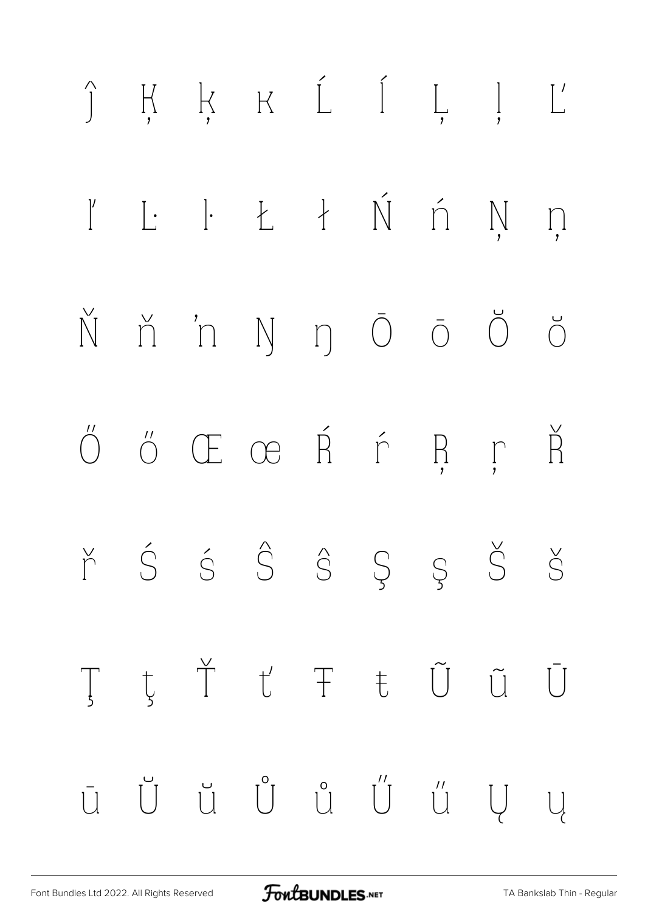ĵ Ķ ķ ĸ Ĺ ĺ Ļ ļ Ľ

ľ Ŀ ŀ Ł ł Ń ń Ņ ņ

Ň ň ŉ Ŋ ŋ Ō ō Ŏ ŏ

Ő ő Œ œ Ŕ ŕ Ŗ ŗ Ř

ř Ś ś Ŝ ŝ Ş ş Š š

Ţ ţ Ť ť Ŧ ŧ Ũ ũ Ū

ū Ŭ ŭ Ů ů Ű ű Ų ų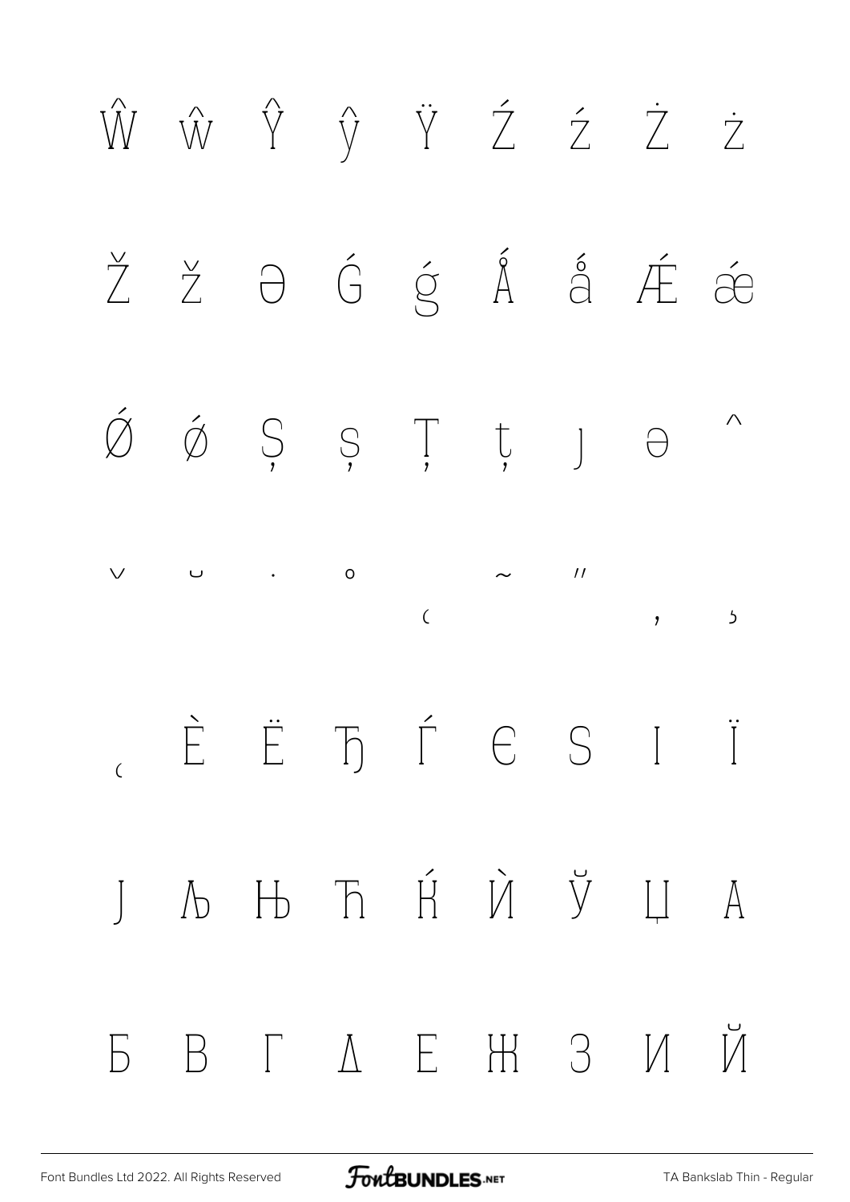Ŵ ŵ Ŷ ŷ Ÿ Ź ź Ż ż

Ž ž Ə Ǵ ǵ Ǻ ǻ Ǽ ǽ

Ǿ ǿ Ș ș Ț ț ȷ ə ˆ

ˇ ˘ ˙ ˚ ˛ ˜ ˝ ; ΄

΅ Ѐ Ё Ђ Ѓ Є Ѕ І Ї

Ј Љ Њ Ћ Ќ Ѝ Ў Џ А

Б В Г Д Е Ж З И Й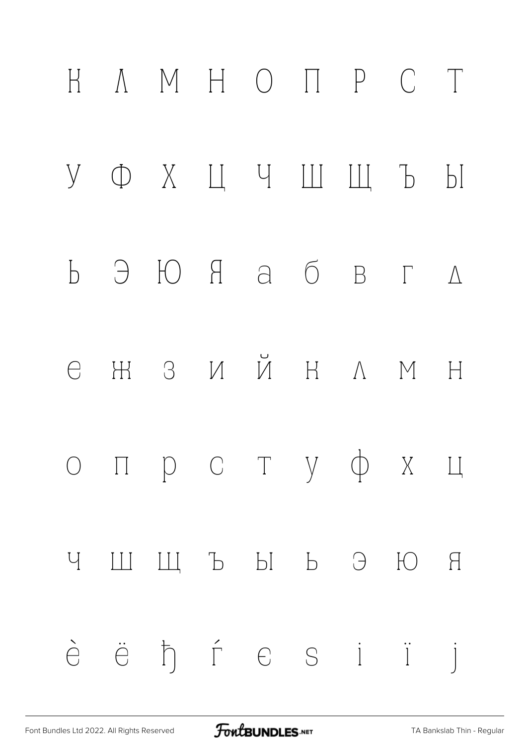К Л М Н О П Р С Т

У Ф Х Ц Ч Ш Щ Ъ Ы

Ь Э Ю Я а б в г д

е ж з и й к л м н

о п р с т у ф х ц

ч ш щ ъ ы ь э ю я

ѐ ё ђ ѓ є ѕ і ї ј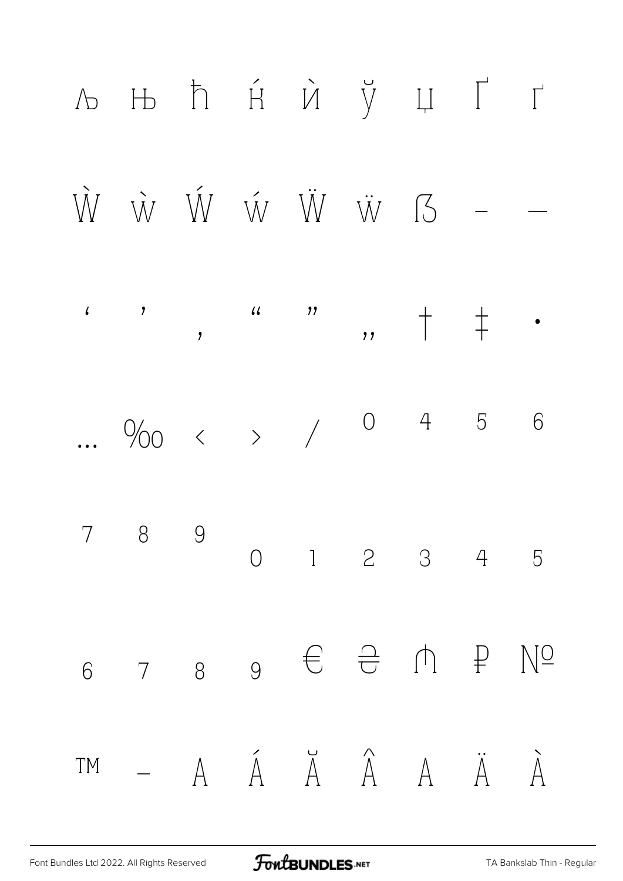Љ Њ ħ Ќ Ѝ Ў Џ Ґ ґ

Ẁ ẁ Ẃ ẃ Ẅ ẅ ẞ – —

‘ ’ ‚ “ ” „ † ‡ •

… ‰ ‹ › ⁄ ⁰ ⁴ ⁵ ⁶

⁷ ⁸ ⁹ ₀ ₁ ₂ ₃ ₄ ₅

₆ ₇ ₈ ₉ € ₴ ₼ ₽ №

™ − A Á Ă Â A Ä À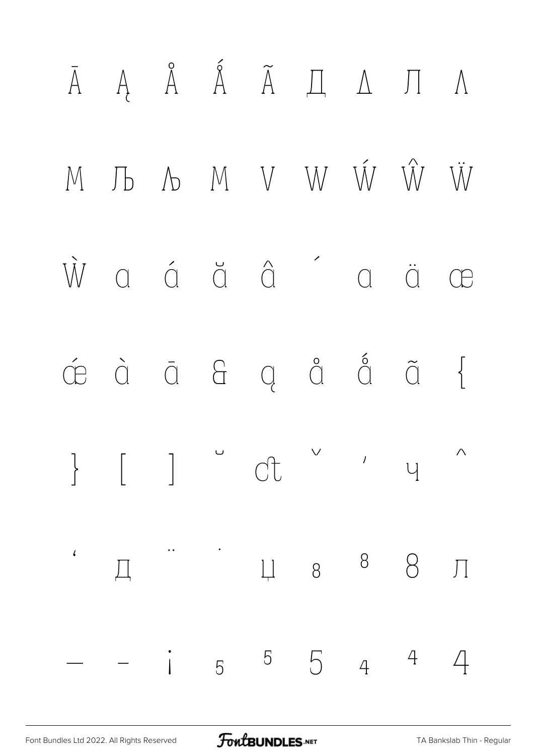Ā Ą Å Ǻ Ã Д Λ П Λ

М Љ Љ М V W Ẃ Ŵ Ẅ

Ẁ ɑ ɑ́ ɑ̆ ɑ̂ ´ ɑ ɑ̈ œ

œ́ ɑ̀ ɑ̄ & ɑ̨ ɑ̊ ɑ̊́ ɑ̃ {

} [ ] ˘ ct ˇ ‚ ч ^

‘ Д ¨ ˙ Џ 8 8 8 Л

— – ¡ 5 5 5 4 4 4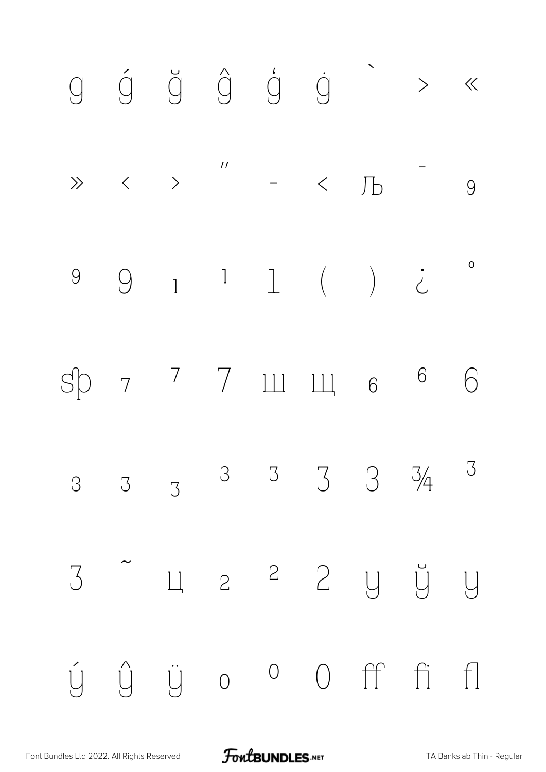g ǵ ğ ĝ ģ ġ ` > «

» ‹ › ″ - < Љ ¯ 9

9 9 1 1 1 ( ) ¿ °

sp 7 7 7 ш щ 6 6 6

3 3 3 3 3 3 3 ¾ 3

3 ˜ ц 2 2 2 y ў y

ý ŷ ÿ 0 0 0 ff fi fl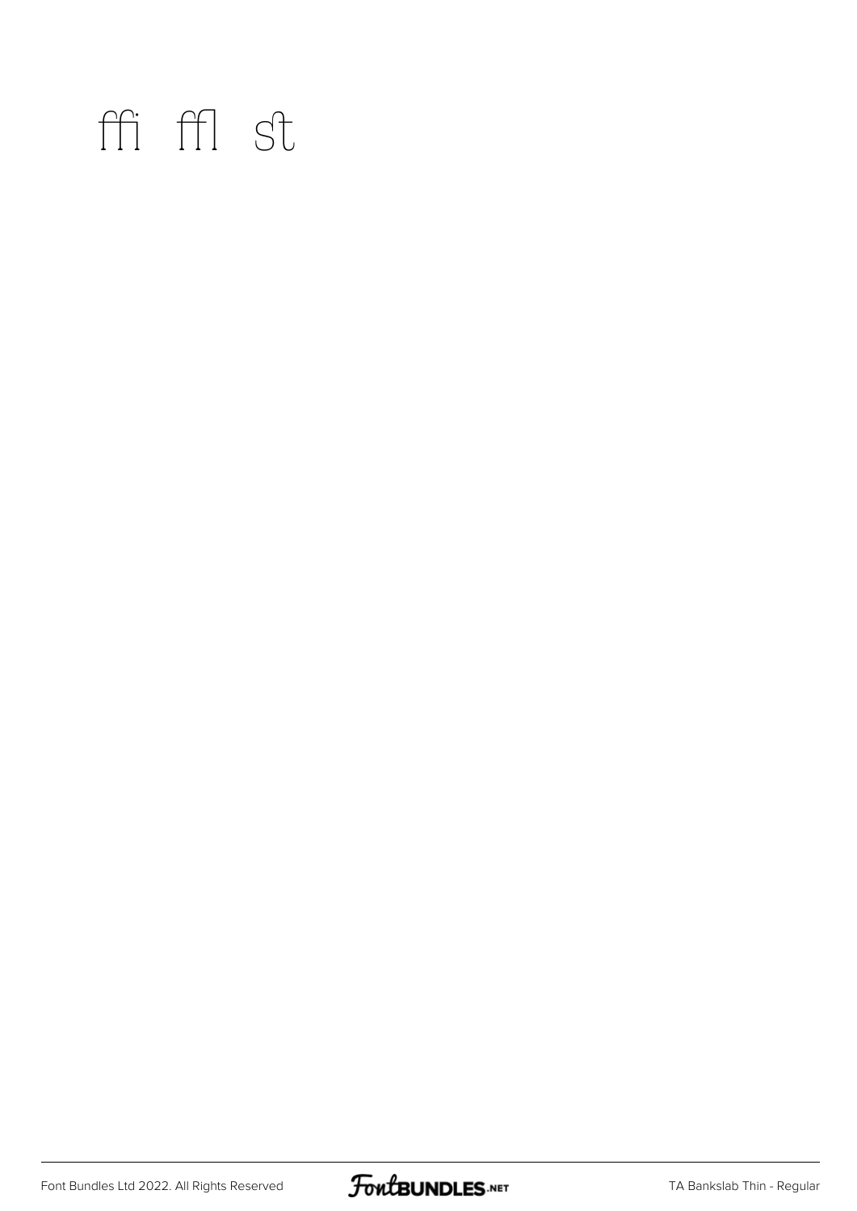ﬃ ﬄ ﬆ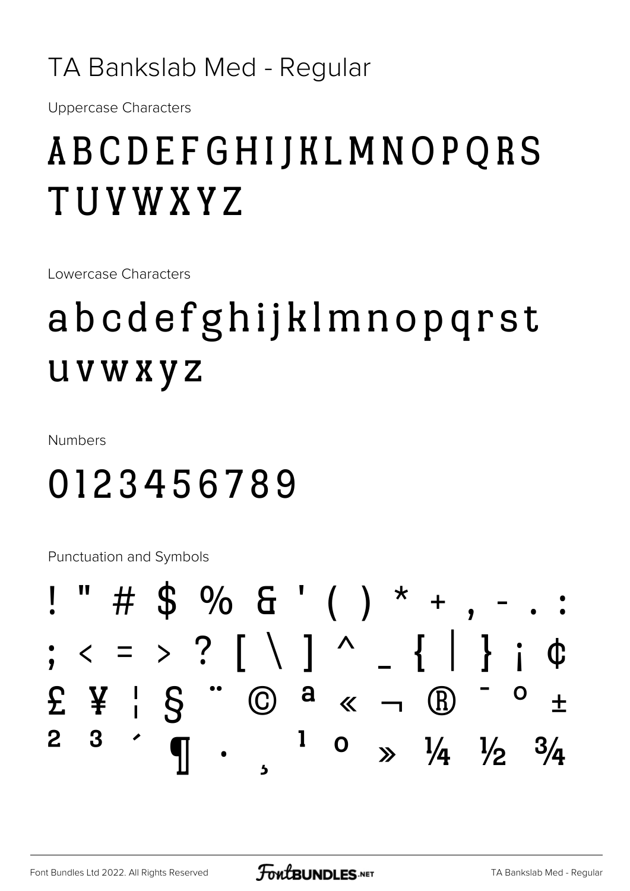# TA Bankslab Med - Regular

Uppercase Characters

ABCDEFGHIJKLMNOPQRS TUVWXYZ

Lowercase Characters

abcdefghijklmnopqrst uvwxyz

Numbers

0123456789

Punctuation and Symbols

! " # $ % & ' ( ) * + , - . : ; < = > ? [ \ ] ^ _ { | } ¡ ¢ £ ¥ ¦ § ¨ © ª « ¬ ® ¯ ° ± ² ³ ´ ¶ · ¸ ¹ º » ¼ ½ ¾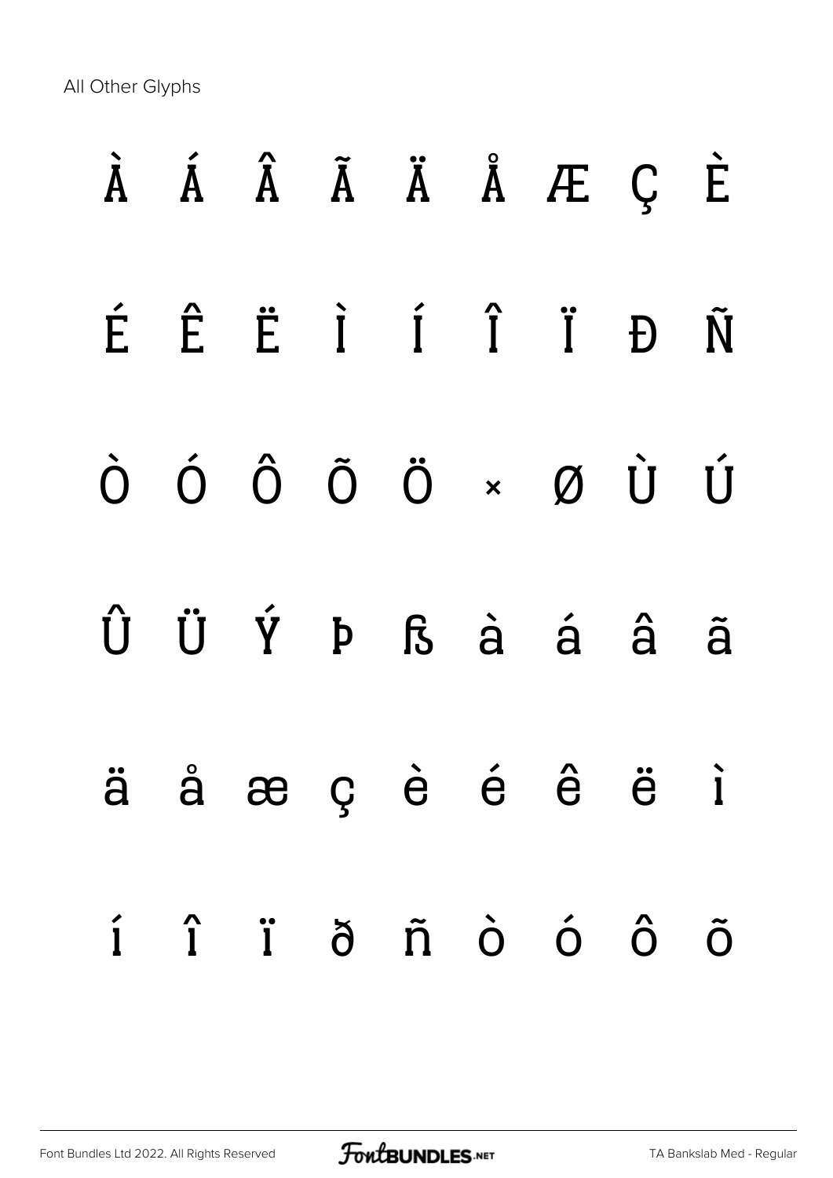All Other Glyphs

À Á Â Ã Ä Å Æ Ç È

É Ê Ë Ì Í Î Ï Ð Ñ

Ò Ó Ô Õ Ö × Ø Ù Ú

Û Ü Ý Þ ß à á â ã

ä å æ ç è é ê ë ì

í î ï ð ñ ò ó ô õ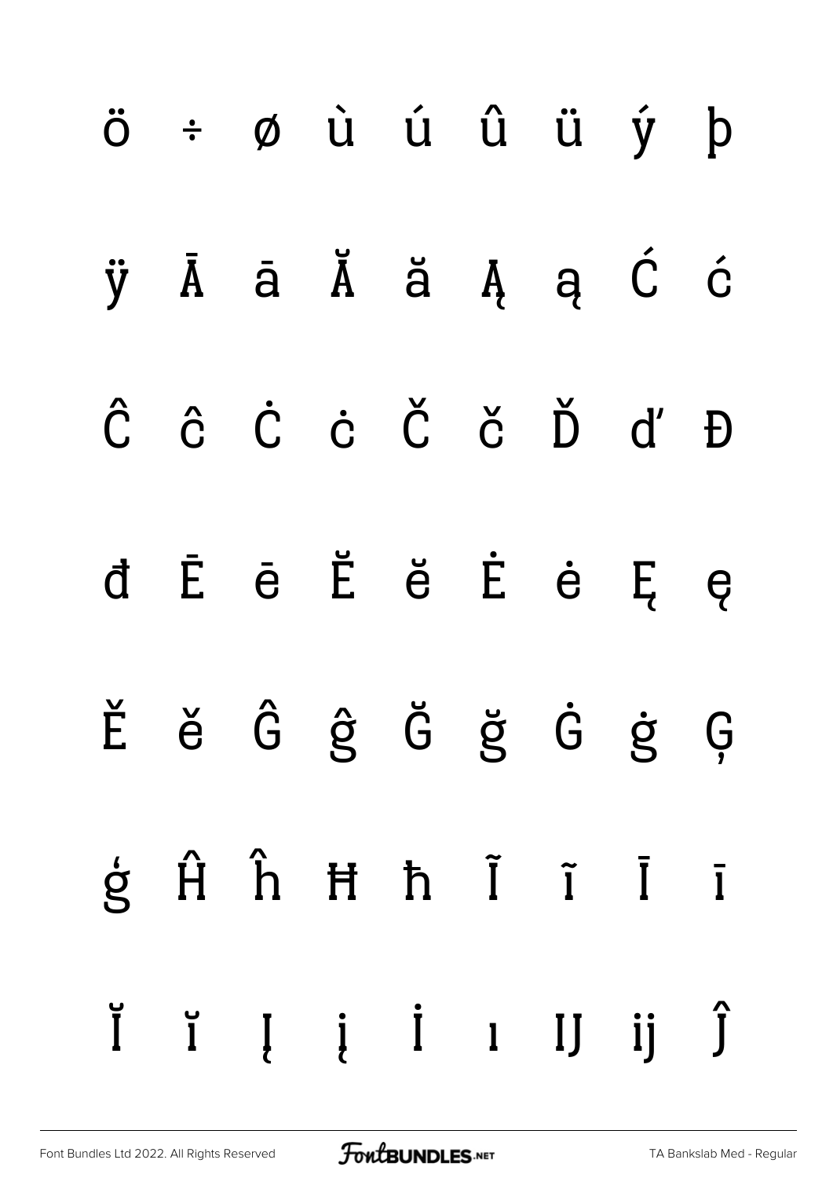ö ÷ ø ù ú û ü ý þ

ÿ Ā ā Ă ă Ą ą Ć ć

Ĉ ĉ Ċ ċ Č č Ď ď Đ

đ Ē ē Ĕ ĕ Ė ė Ę ę

Ě ě Ĝ ĝ Ğ ğ Ġ ġ Ģ

ģ Ĥ ĥ Ħ ħ Ĩ ĩ Ī ī

Ĭ ĭ Į į İ ı Ĳ ĳ Ĵ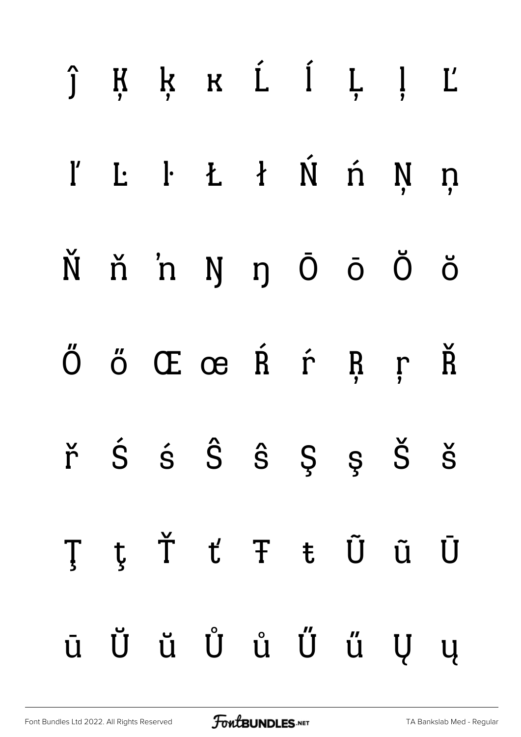ĵ Ķ ķ ĸ Ĺ ĺ Ļ ļ Ľ

ľ Ŀ ŀ Ł ł Ń ń Ņ ņ

Ň ň ŉ Ŋ ŋ Ō ō Ŏ ŏ

Ő ő Œ œ Ŕ ŕ Ŗ ŗ Ř

ř Ś ś Ŝ ŝ Ş ş Š š

Ţ ţ Ť ť Ŧ ŧ Ũ ũ Ū

ū Ŭ ŭ Ů ů Ű ű Ų ų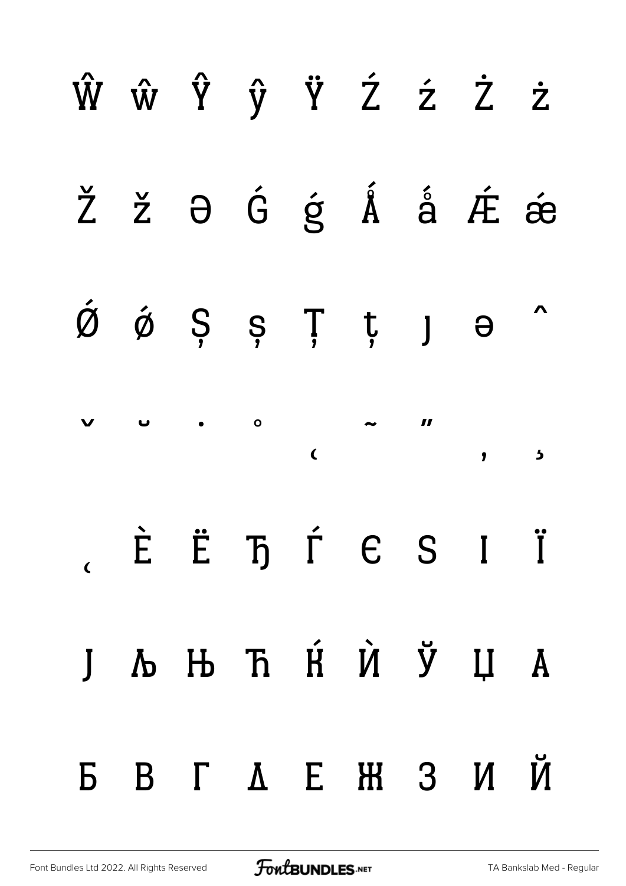Ŵ ŵ Ŷ ŷ Ÿ Ź ź Ż ż

Ž ž Ə Ǵ ǵ Ǻ ǻ Ǽ ǽ

Ǿ ǿ Ș ș Ț ț ȷ ə ˆ

ˇ ˘ ˙ ˚ ˛ ˜ ˝ ̦ ̧

̨ Ѐ Ё Ђ Ѓ Є Ѕ І Ї

Ј Љ Њ Ћ Ќ Ѝ Ў Џ А

Б В Г Д Е Ж З И Й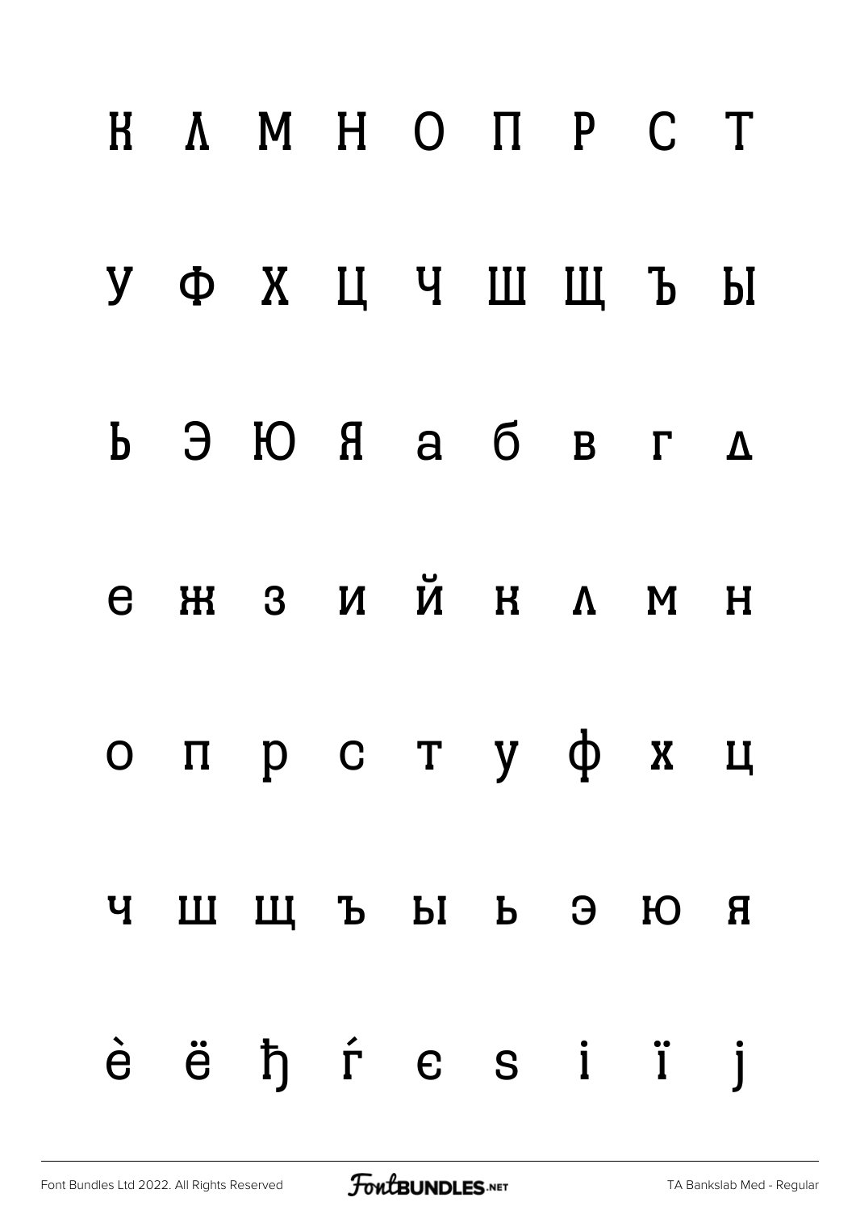К Л М Н О П Р С Т

У Ф Х Ц Ч Ш Щ Ъ Ы

Ь Э Ю Я а б в г д

е ж з и й к л м н

о п р с т у ф х ц

ч ш щ ъ ы ь э ю я

ѐ ё ђ ѓ є ѕ і ї ј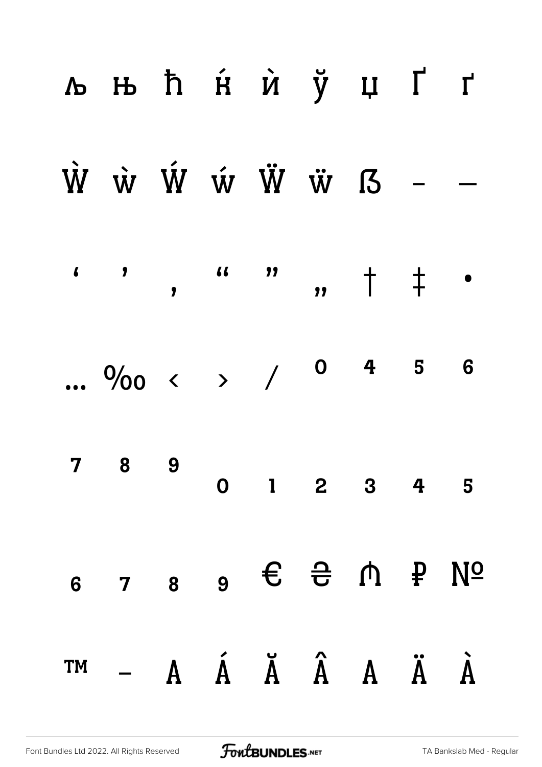љ њ ћ ќ ѝ ў џ Ґ ґ

Ẁ ẁ Ẃ ẃ Ẅ ẅ ẞ – —

' ' ‚ " " „ † ‡ •

… ‰ ‹ › ⁄ ⁰ ⁴ ⁵ ⁶

⁷ ⁸ ⁹ ₀ ₁ ₂ ₃ ₄ ₅

₆ ₇ ₈ ₉ € ₴ ₼ ₽ №

™ − A Á Ă Â A Ä À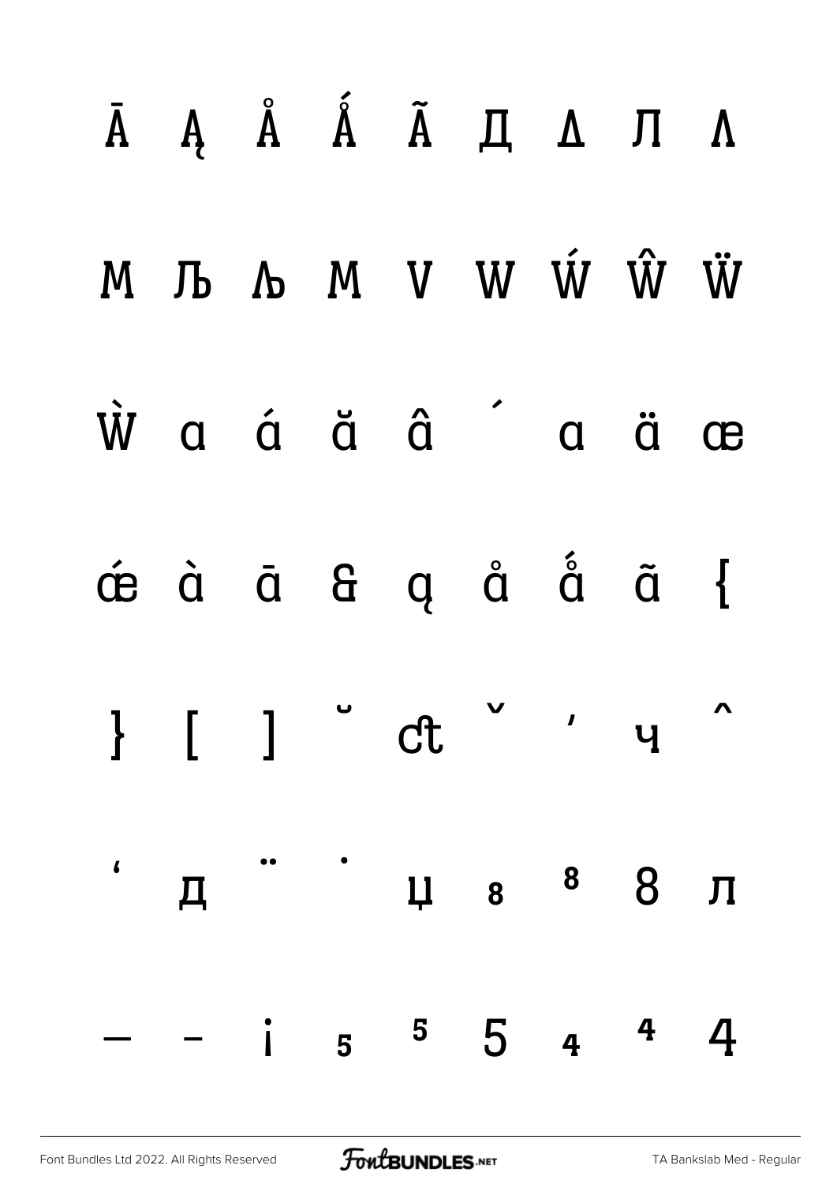Ā Ą Å Ǻ Ã Д Δ Л Λ

M Љ Љ M V W Ẃ Ŵ Ẅ

Ẁ ɑ ɑ́ ɑ̆ ɑ̂ ´ ɑ ɑ̈ œ

œ́ ɑ̀ ɑ̄ & ɑ̨ ɑ̊ ɑ̊́ ɑ̃ {

} [ ] ˘ ct ˇ ' ч ^

' д ¨ ˙ џ 8 8 8 л

— - ¡ 5 5 5 4 4 4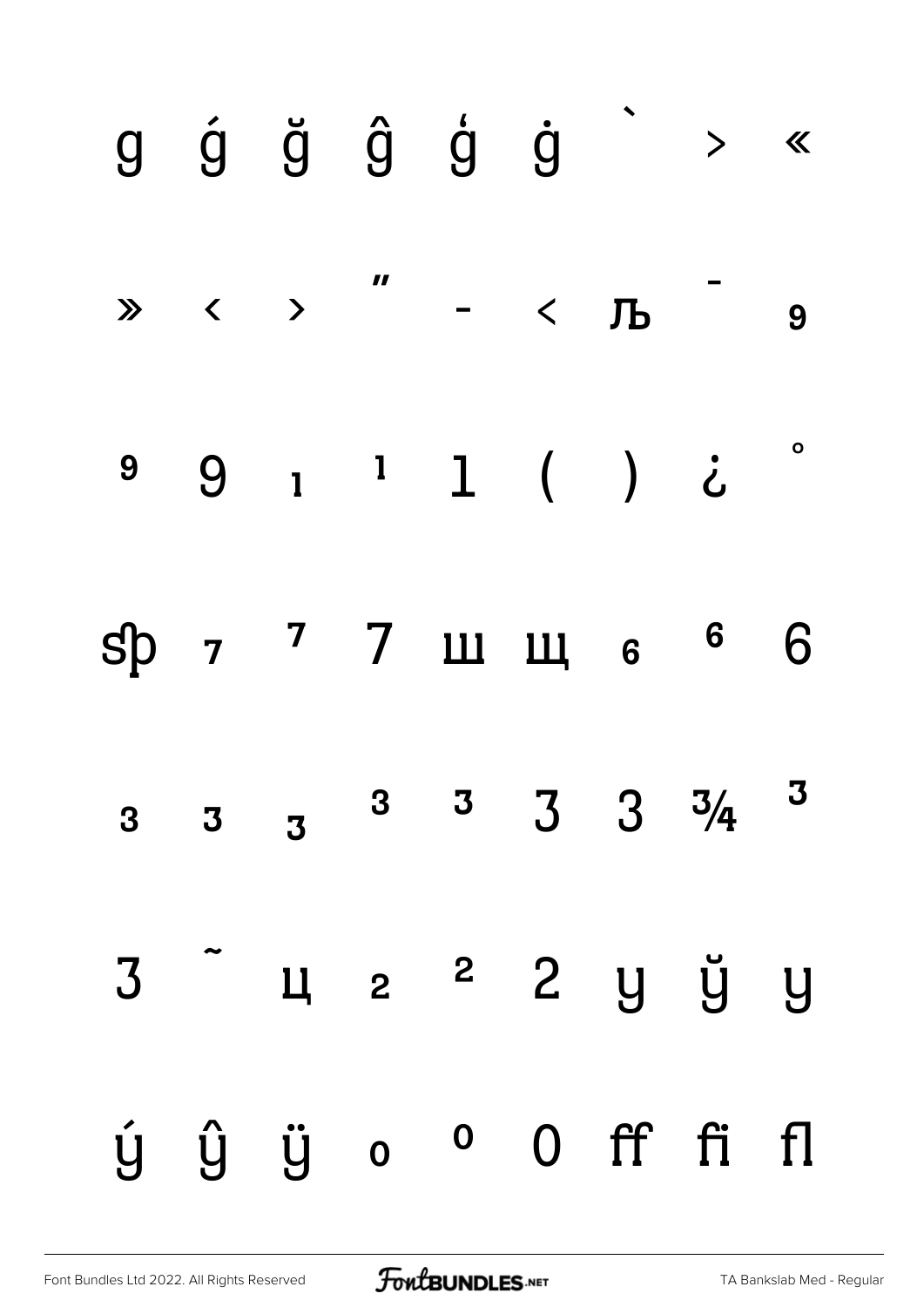g ǵ ğ ĝ ģ ġ ` > «

» ‹ › ″ - < Љ ¯ 9

9 9 1 1 1 ( ) ¿ °

ȿp 7 7 7 ш щ 6 6 6

3 3 3 3 3 3 3 ¾ 3

З ˜ ц 2 2 2 у ў у

ý ŷ ÿ 0 0 0 ff fi fl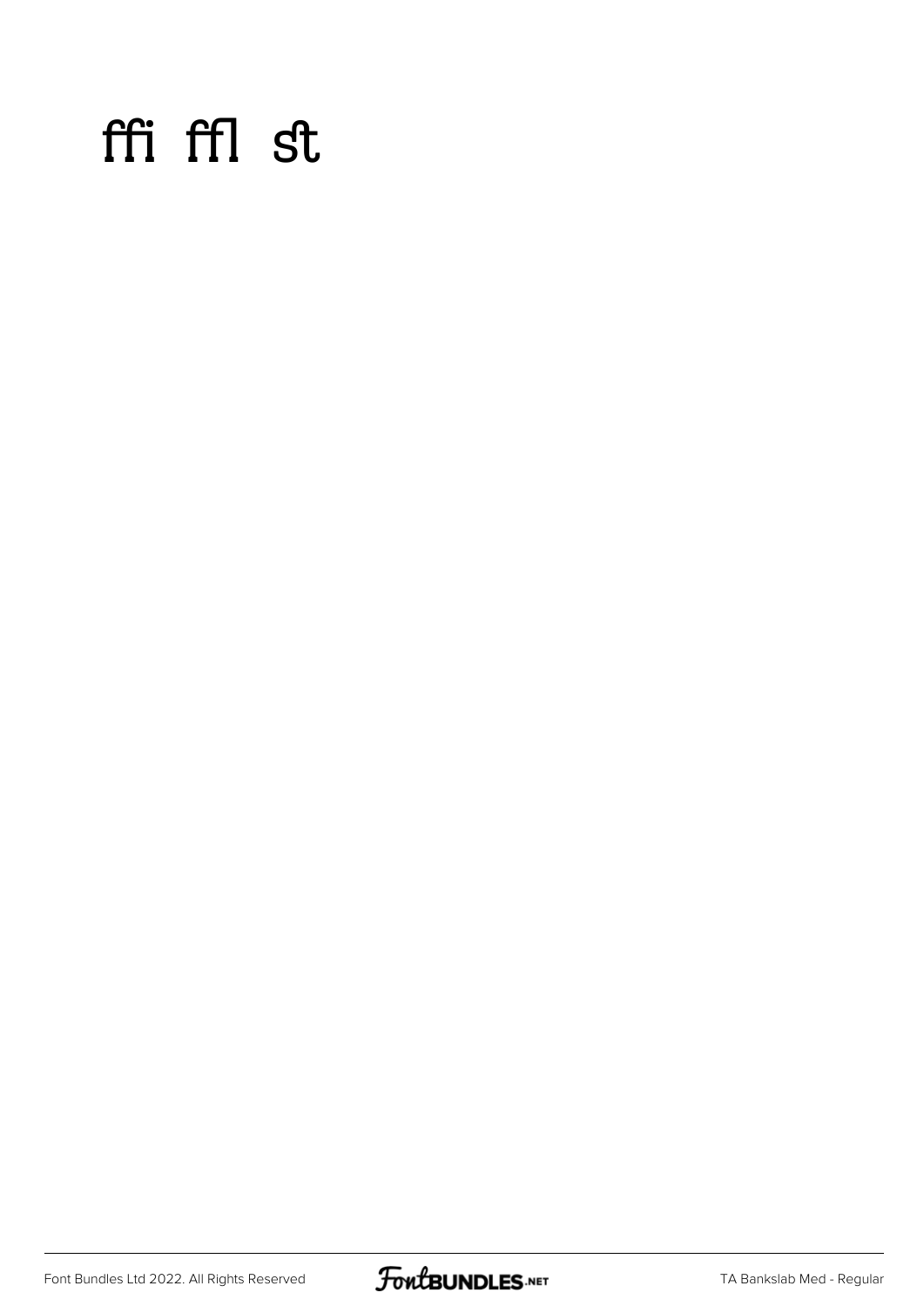ﬃ ﬄ ﬆ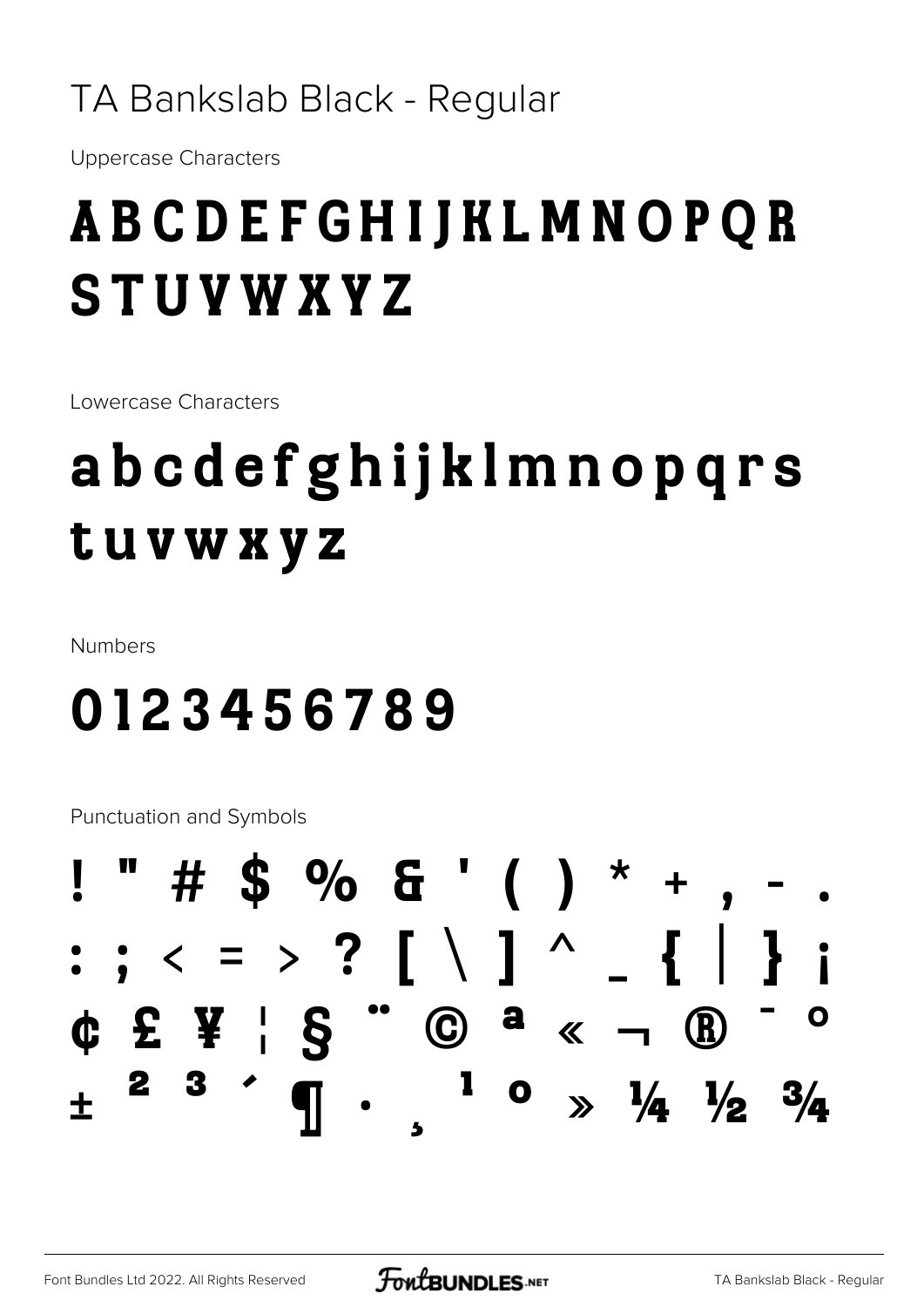# TA Bankslab Black - Regular

Uppercase Characters

ABCDEFGHIJKLMNOPQR STUVWXYZ

Lowercase Characters

abcdefghijklmnopqrs tuvwxyz

Numbers

0123456789

Punctuation and Symbols

! " # $ % & ' ( ) * + , - .
: ; < = > ? [ \ ] ^ _ { | } ¡
¢ £ ¥ ¦ § ¨ © ª « ¬ ® ¯ °
± ² ³ ´ ¶ · ¸ ¹ º » ¼ ½ ¾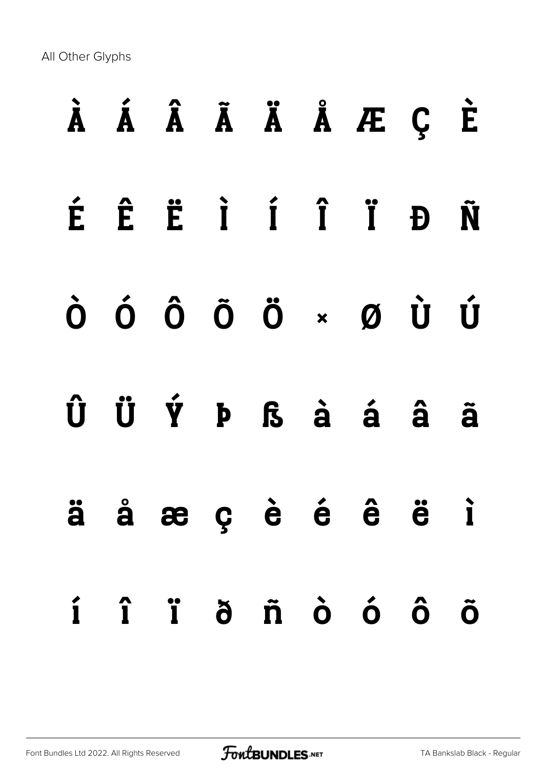All Other Glyphs

À Á Â Ã Ä Å Æ Ç È

É Ê Ë Ì Í Î Ï Ð Ñ

Ò Ó Ô Õ Ö × Ø Ù Ú

Û Ü Ý Þ ß à á â ã

ä å æ ç è é ê ë ì

í î ï ð ñ ò ó ô õ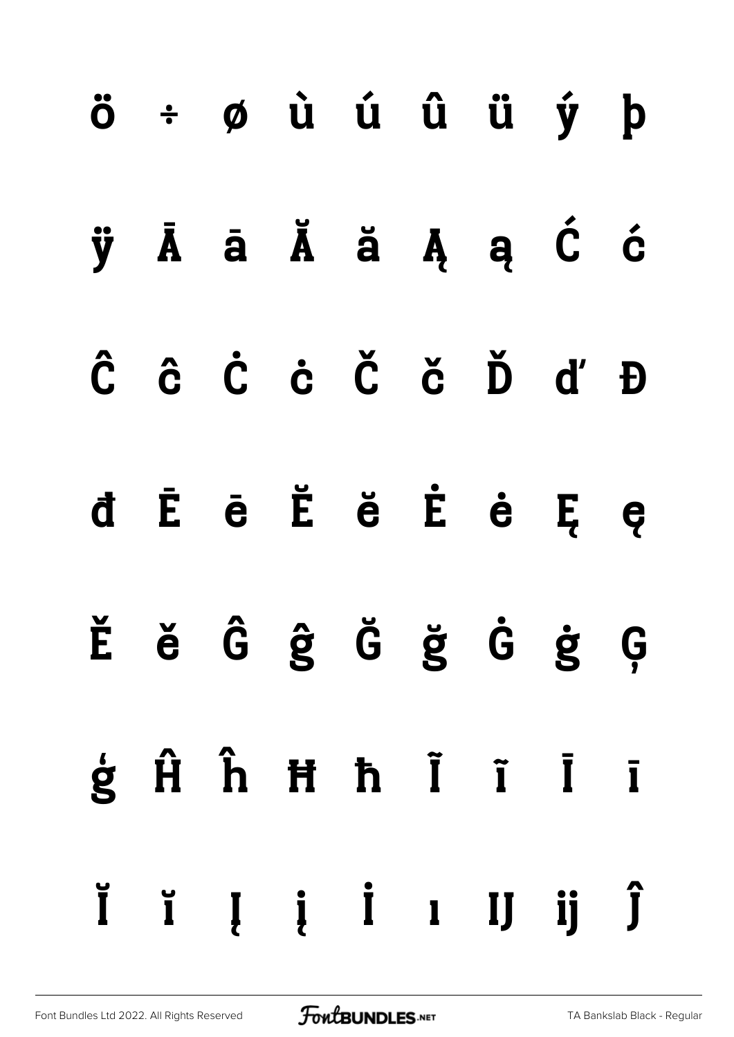ö ÷ ø ù ú û ü ý þ

ÿ Ā ā Ă ă Ą ą Ć ć

Ĉ ĉ Ċ ċ Č č Ď ď Đ

đ Ē ē Ĕ ĕ Ė ė Ę ę

Ě ě Ĝ ĝ Ğ ğ Ġ ġ Ģ

ģ Ĥ ĥ Ħ ħ Ĩ ĩ Ī ī

Ĭ ĭ Į į İ ı Ĳ ĳ Ĵ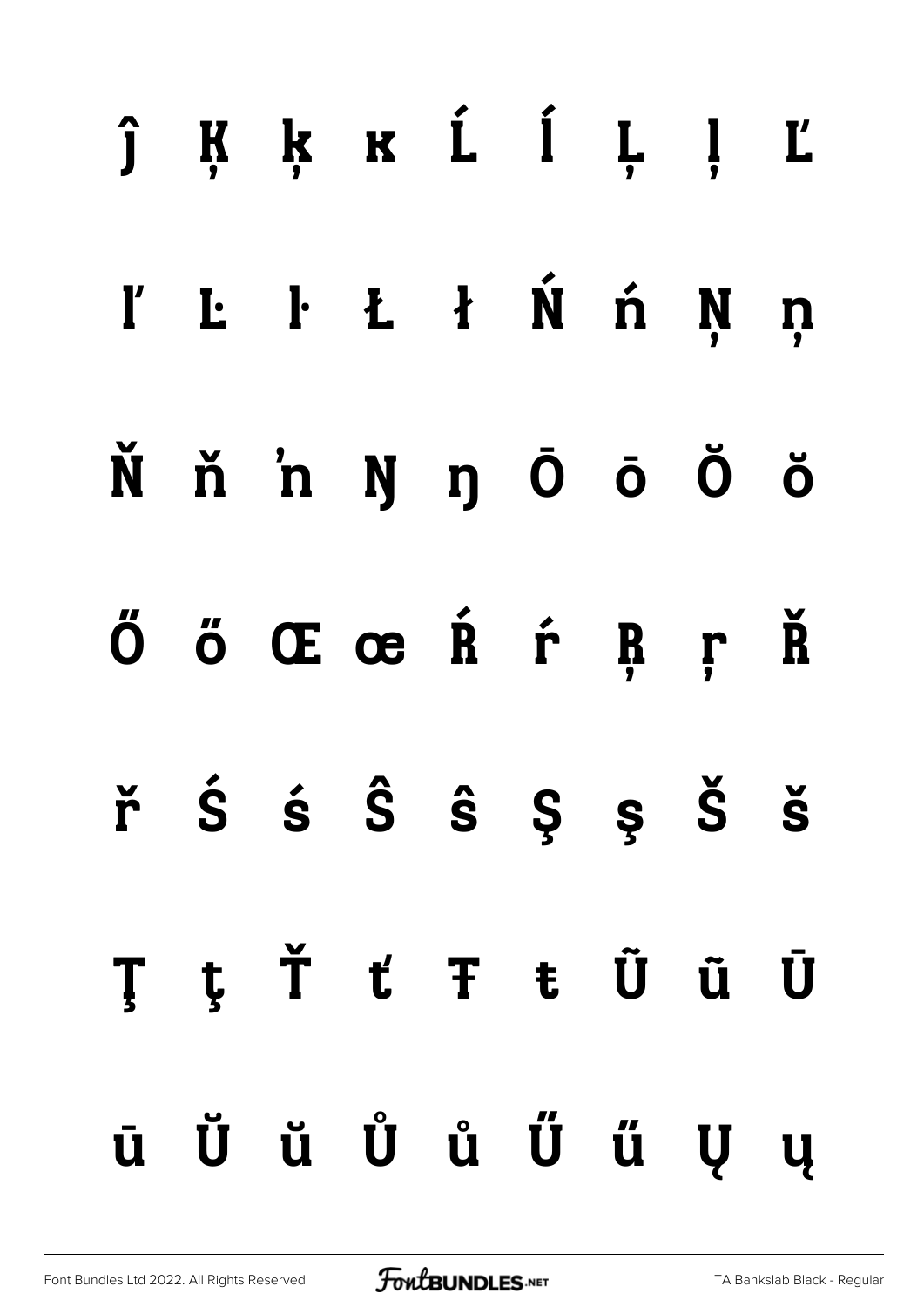ĵ Ķ ķ ĸ Ĺ ĺ Ļ ļ Ľ

ľ Ŀ ŀ Ł ł Ń ń Ņ ņ

Ň ň ŉ Ŋ ŋ Ō ō Ŏ ŏ

Ő ő Œ œ Ŕ ŕ Ŗ ŗ Ř

ř Ś ś Ŝ ŝ Ş ş Š š

Ţ ţ Ť ť Ŧ ŧ Ũ ũ Ū

ū Ŭ ŭ Ů ů Ű ű Ų ų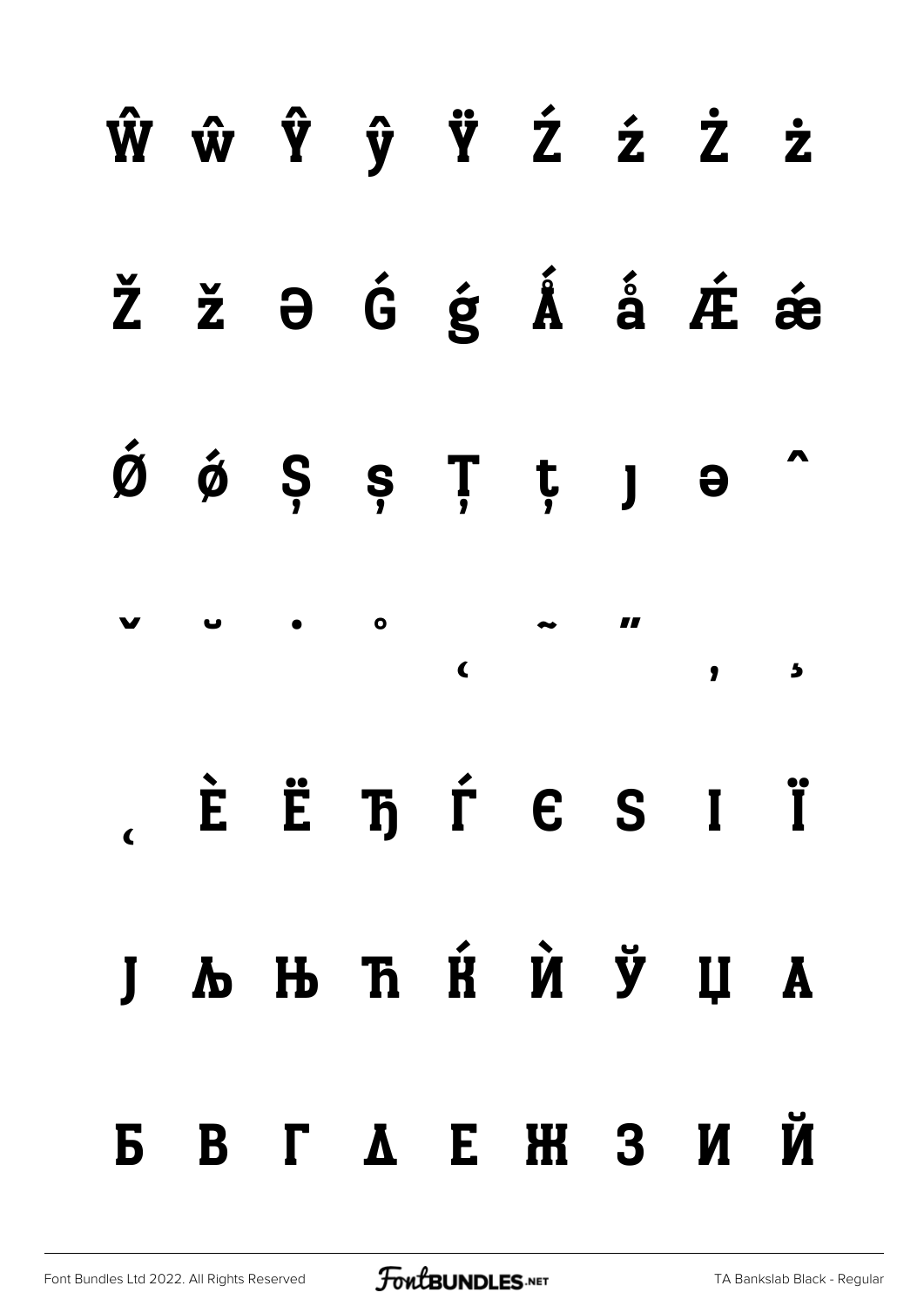Ŵ ŵ Ŷ ŷ Ÿ Ź ź Ż ż

Ž ž Ə Ǵ ǵ Ǻ ǻ Ǽ ǽ

Ǿ ǿ Ș ș Ț ț ȷ ə ˆ

ˇ ˘ ˙ ˚ ˛ ˜ ˝ ̦ ̒

̨ Ѐ Ё Ђ Ѓ Є Ѕ І Ї

Ј Љ Њ Ћ Ќ Ѝ Ў Џ А

Б В Г Д Е Ж З И Й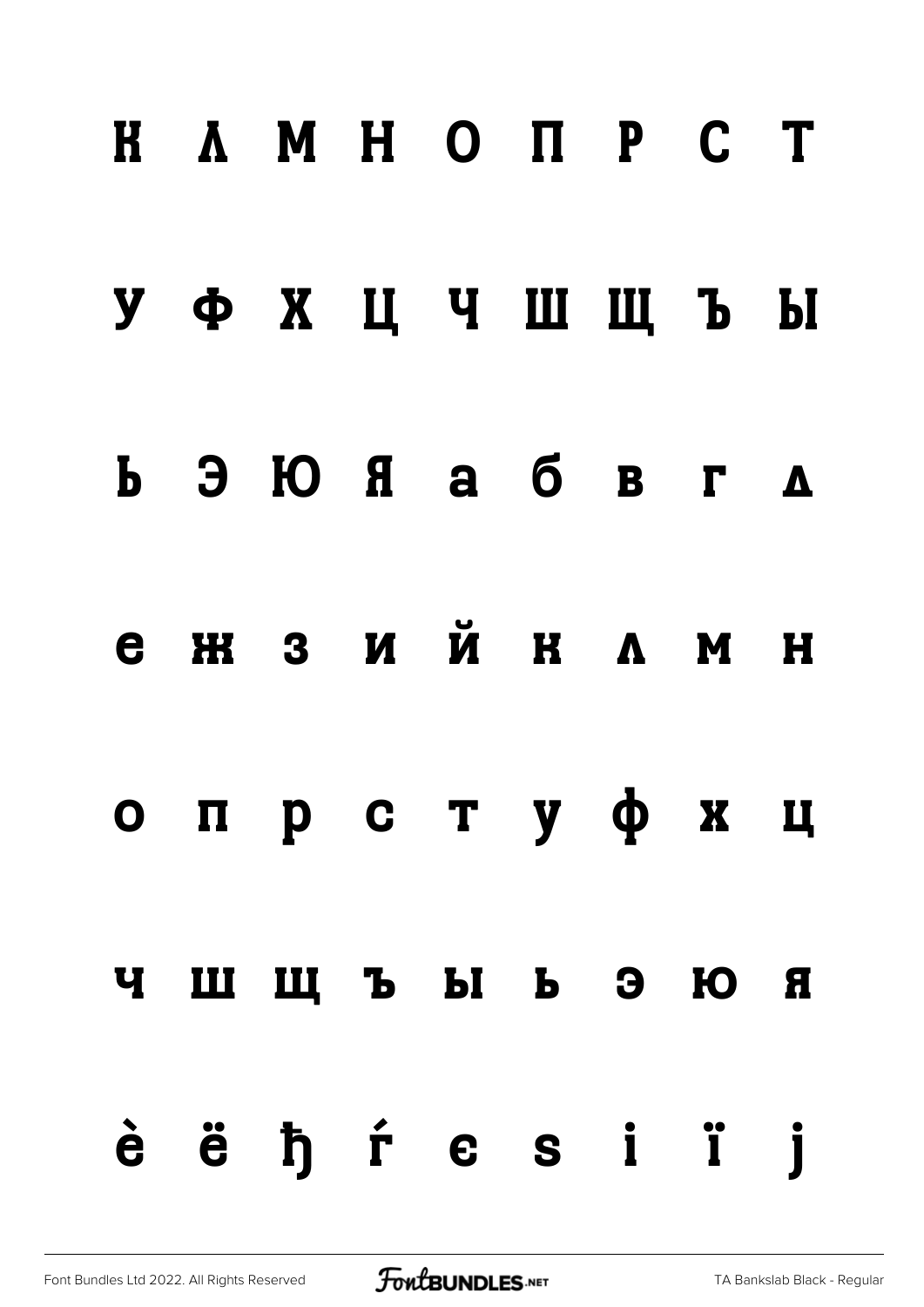К Л М Н О П Р С Т

У Ф Х Ц Ч Ш Щ Ъ Ы

Ь Э Ю Я а б в г д

е ж з и й к л м н

о п р с т у ф х ц

ч ш щ ъ ы ь э ю я

è ë ђ ѓ є ѕ і ї ј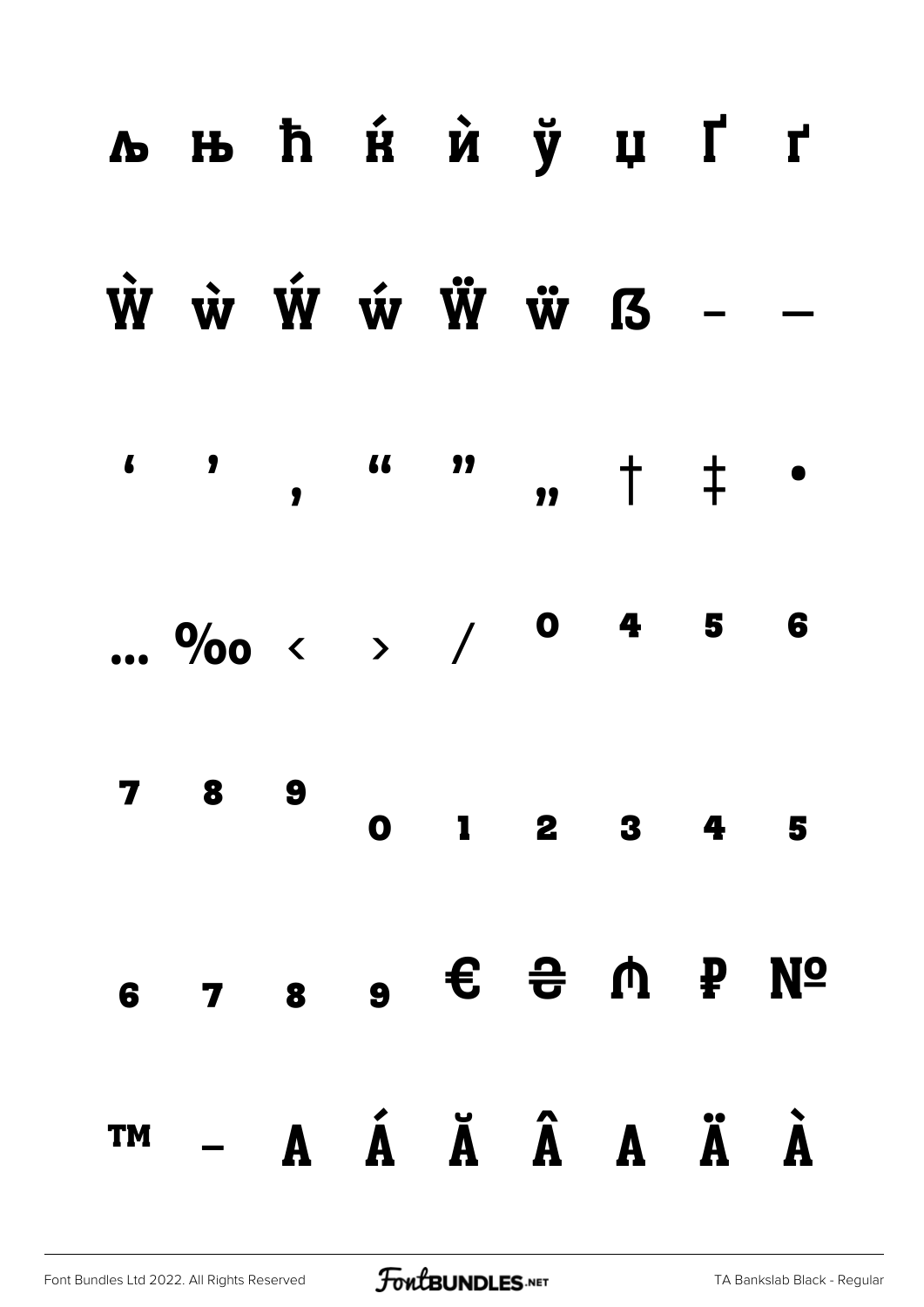љ њ ћ ќ ѝ ў џ Ґ ґ

Ẁ ẁ Ẃ ẃ Ẅ ẅ ẞ – —

' ' ‚ " " „ † ‡ •

… ‰ ‹ › ⁄ ⁰ ⁴ ⁵ ⁶

⁷ ⁸ ⁹ ₀ ₁ ₂ ₃ ₄ ₅

₆ ₇ ₈ ₉ € ₴ ₼ ₽ №

™ − A Á Ă Â A Ä À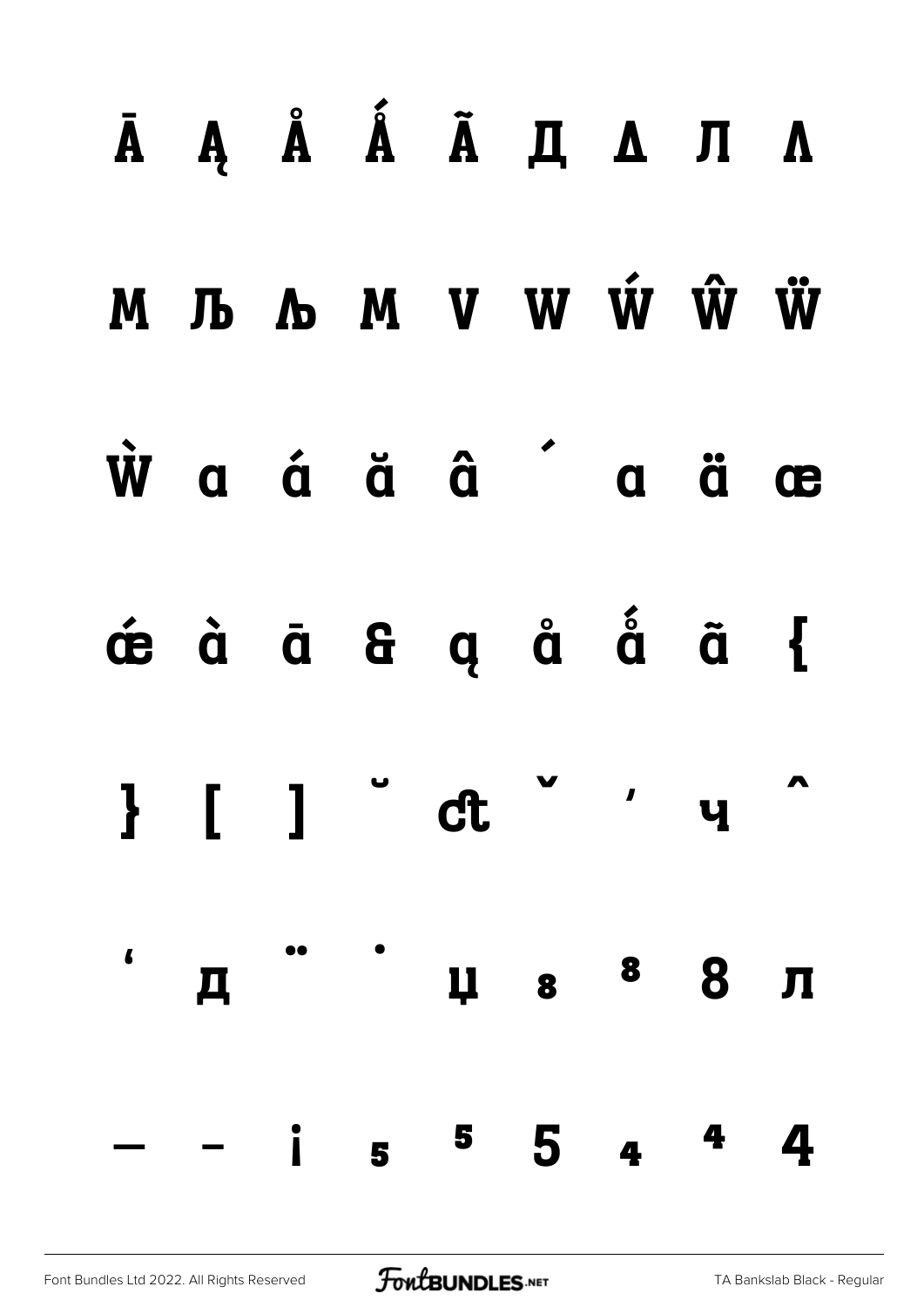Ā Ą Å Ǻ Ã Д Δ Л Λ

M Љ Љ M V W Ẃ Ŵ Ẅ

Ẁ a á ă â ´ a ä œ

œ́ à ā & ą å ǻ ã {

} [ ] ˘ ct ˇ ’ ч ˆ

‘ д ¨ ˙ џ ₈ ⁸ 8 л

— – ¡ ₅ ⁵ 5 ₄ ⁴ 4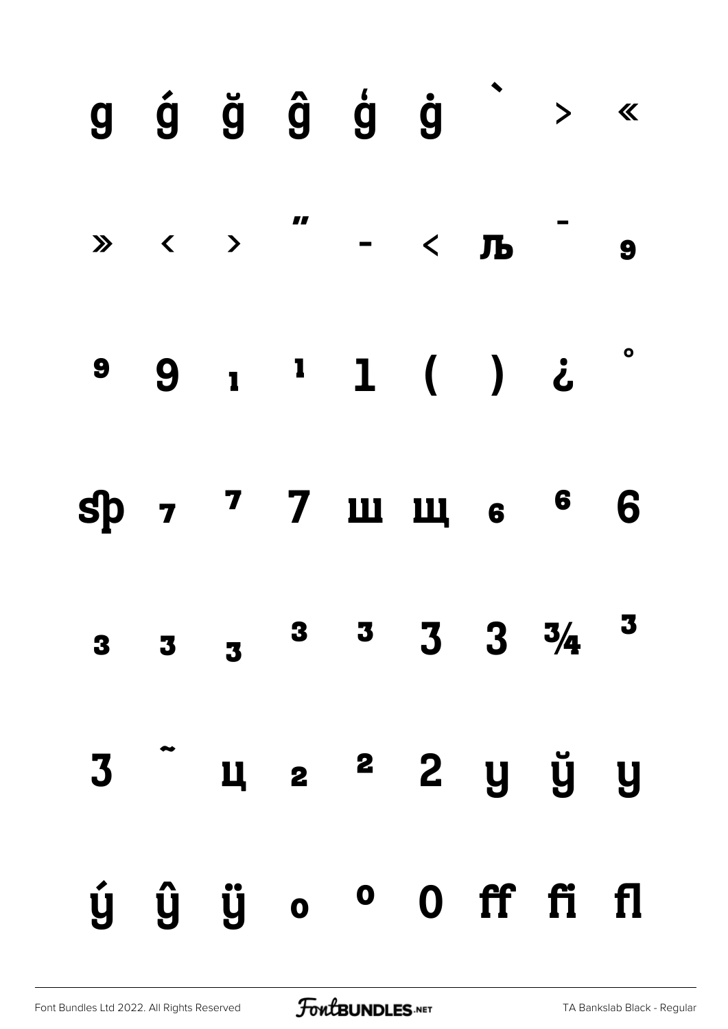g ǵ ğ ĝ ģ ġ ` > «

» ‹ › ″ - < љ ¯ 9

9 9 ₁ ¹ 1 ( ) ¿ °

ஷ ₇ ⁷ 7 ш щ ₆ ⁶ 6

3 3 ₃ ³ ³ 3 3 ¾ ³

3 ˜ ц ₂ ² 2 y ў y

ý ŷ ÿ ₀ ⁰ 0 ff fi fl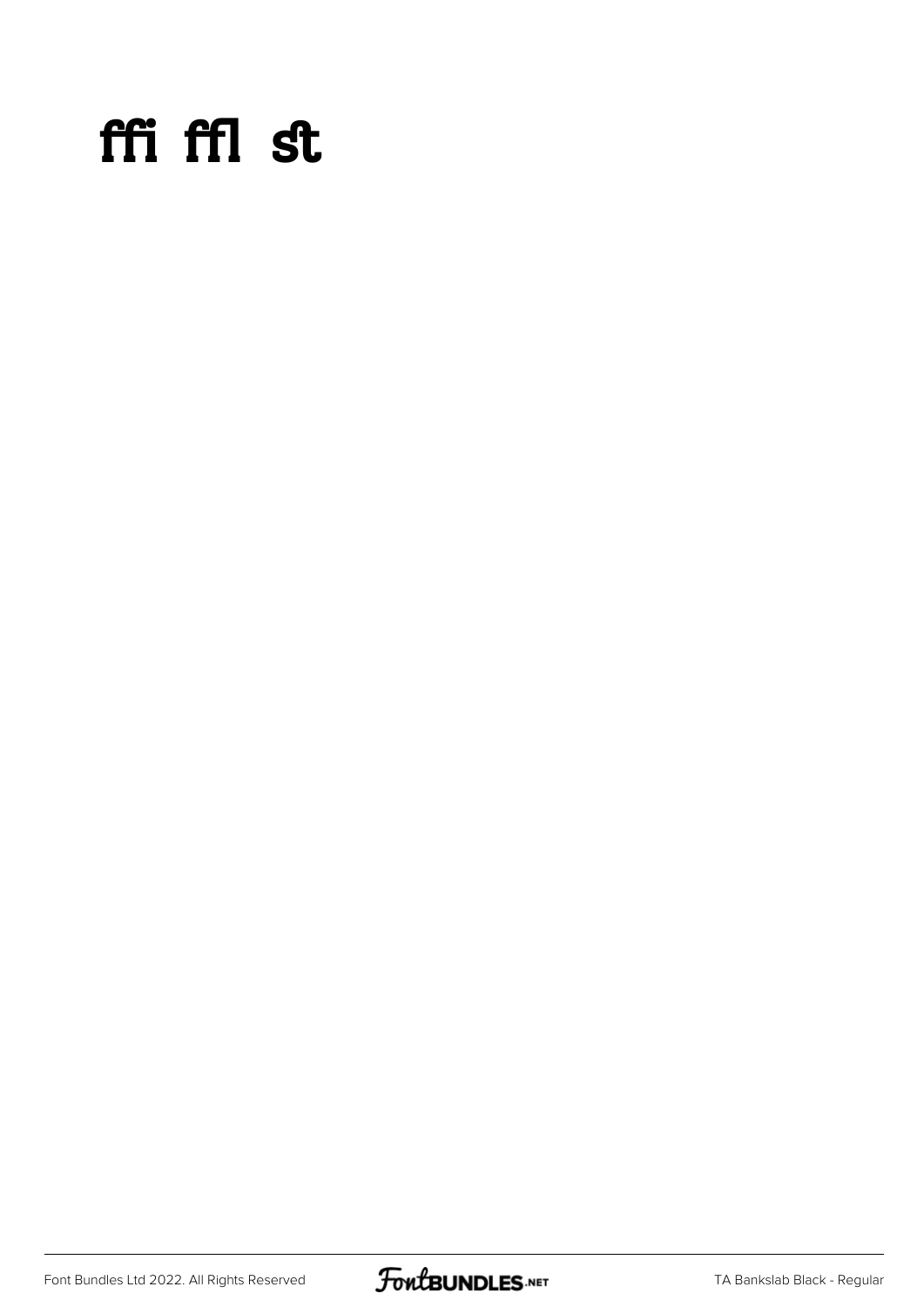ffi ffl st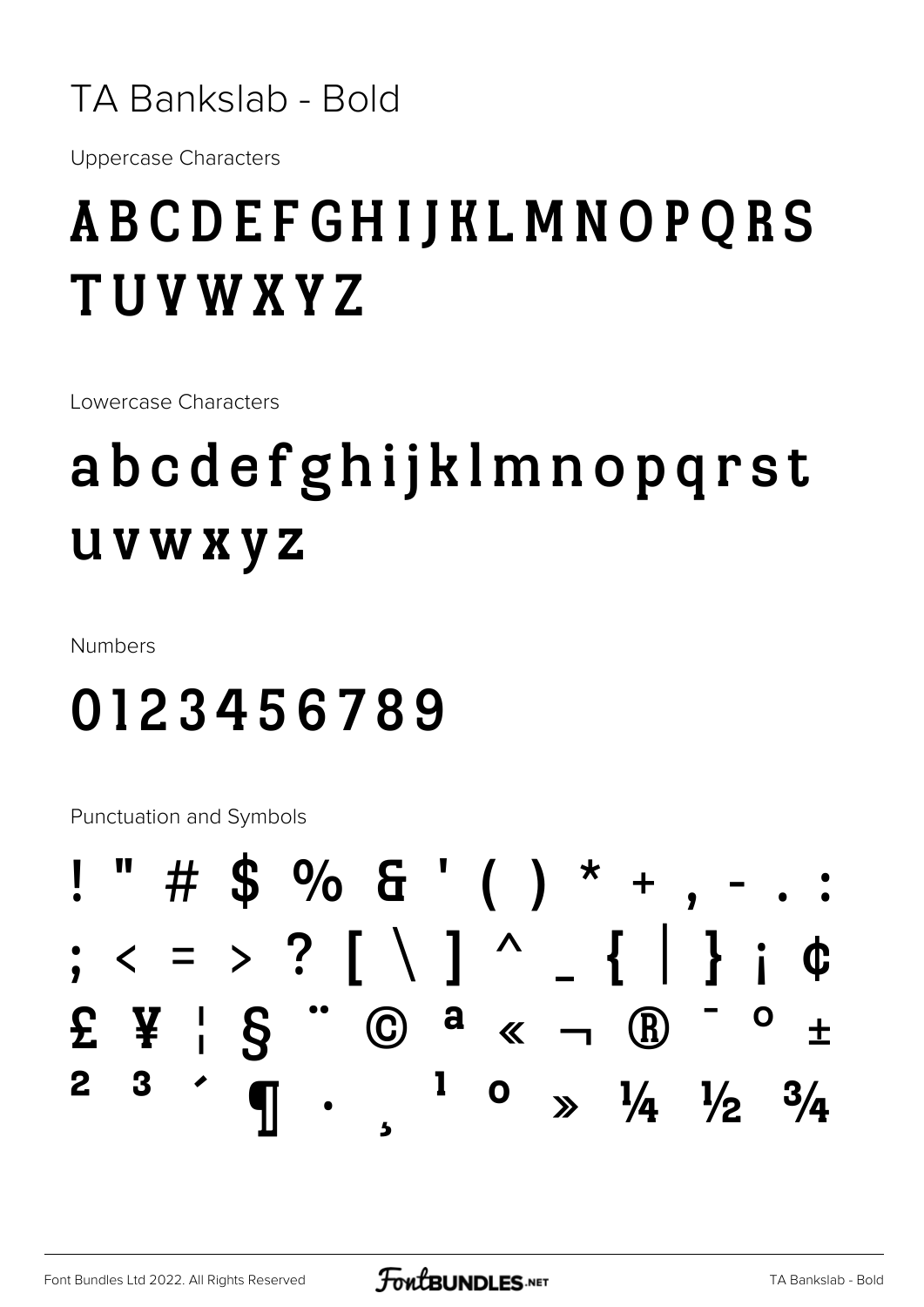# TA Bankslab - Bold

Uppercase Characters

ABCDEFGHIJKLMNOPQRS
TUVWXYZ

Lowercase Characters

abcdefghijklmnopqrst
uvwxyz

Numbers

0123456789

Punctuation and Symbols

! " # $ % & ' ( ) * + , - . :
; < = > ? [ \ ] ^ _ { | } ¡ ¢
£ ¥ ¦ § ¨ © ª « ¬ ® ¯ ° ±
² ³ ´ ¶ · ¸ ¹ º » ¼ ½ ¾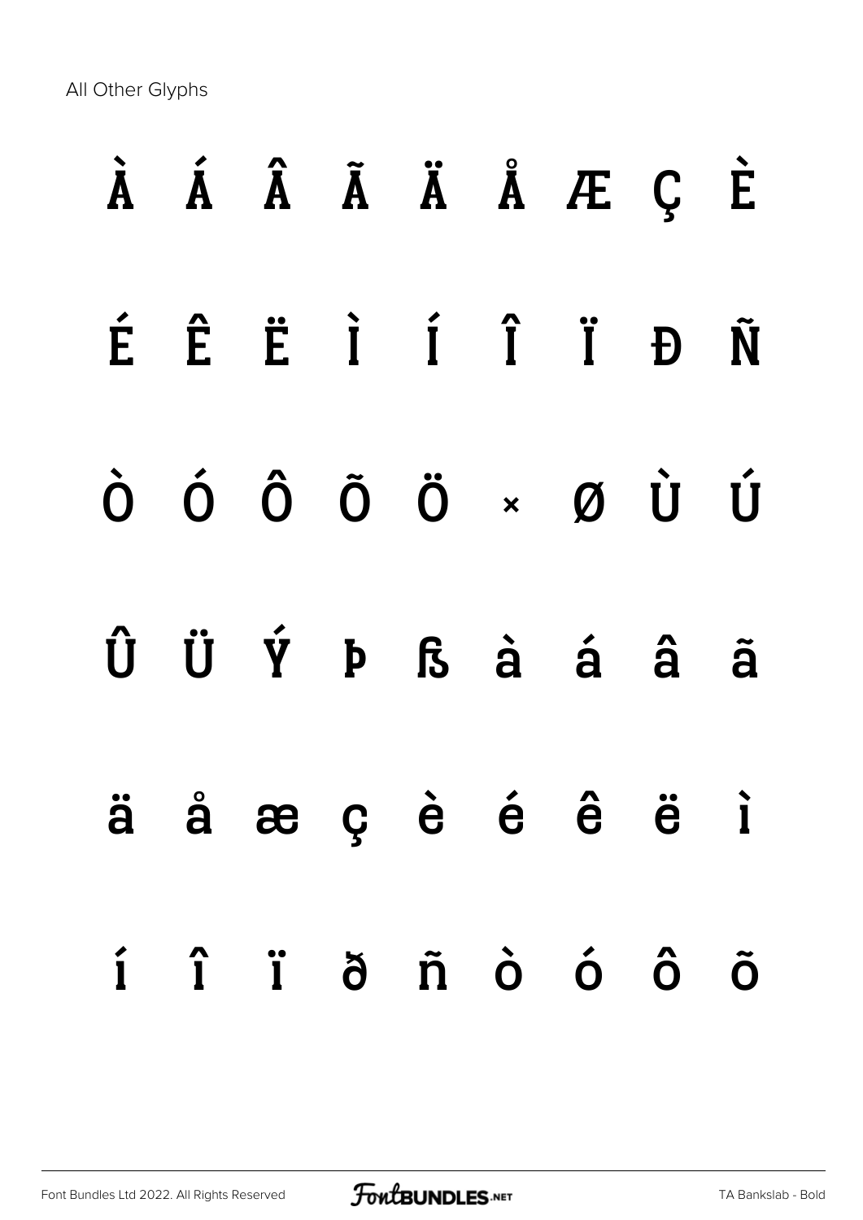All Other Glyphs

À Á Â Ã Ä Å Æ Ç È

É Ê Ë Ì Í Î Ï Ð Ñ

Ò Ó Ô Õ Ö × Ø Ù Ú

Û Ü Ý Þ ß à á â ã

ä å æ ç è é ê ë ì

í î ï ð ñ ò ó ô õ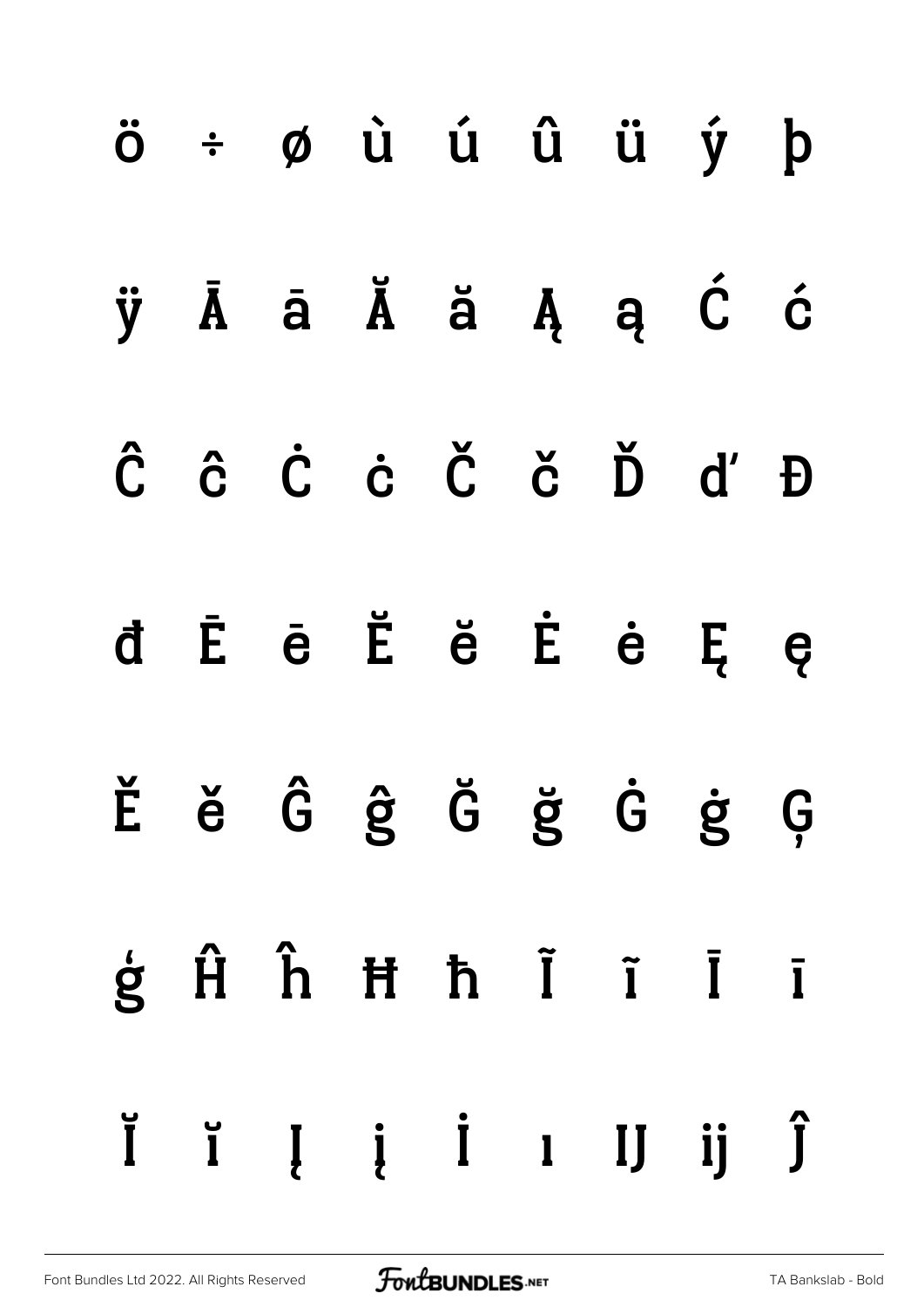ö ÷ ø ù ú û ü ý þ

ÿ Ā ā Ă ă Ą ą Ć ć

Ĉ ĉ Ċ ċ Č č Ď ď Đ

đ Ē ē Ĕ ĕ Ė ė Ę ę

Ě ě Ĝ ĝ Ğ ğ Ġ ġ Ģ

ģ Ĥ ĥ Ħ ħ Ĩ ĩ Ī ī

Ĭ ĭ Į į İ ı Ĳ ĳ Ĵ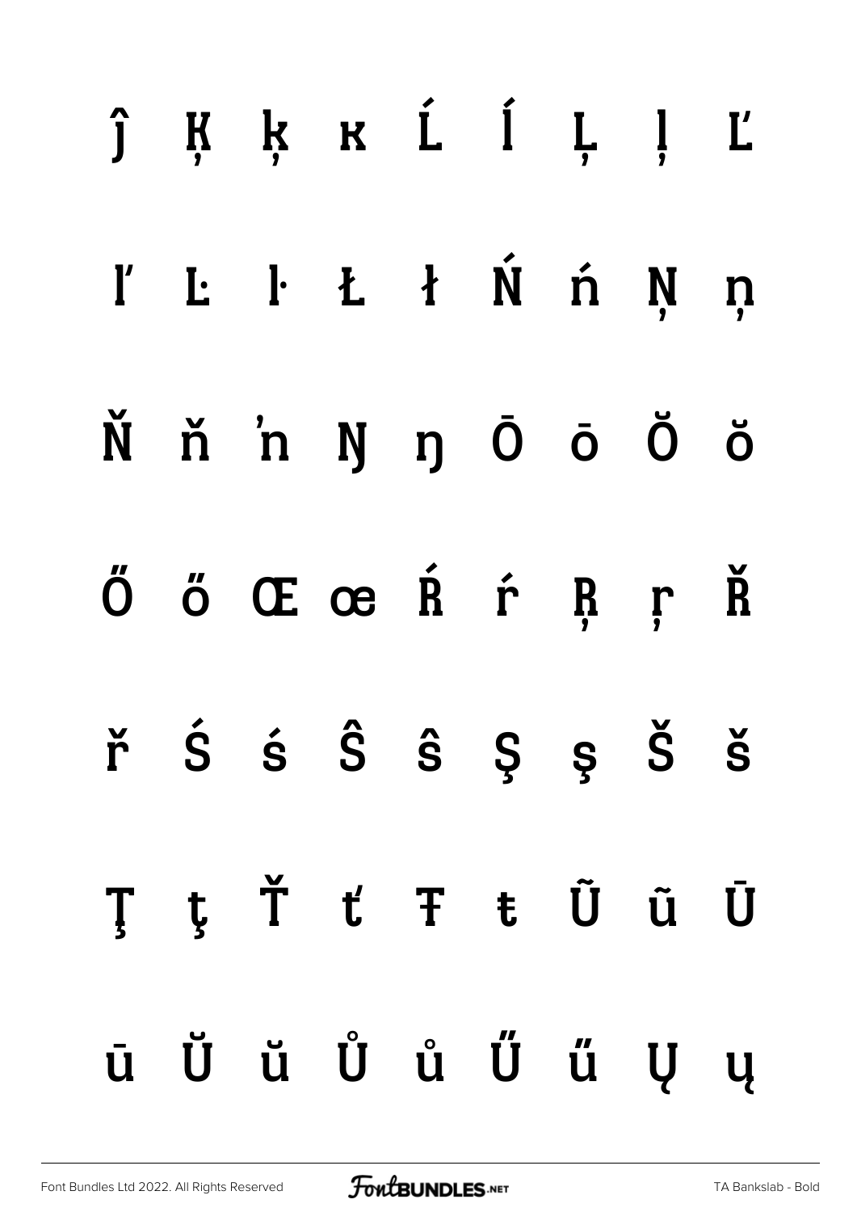ĵ Ķ ķ ĸ Ĺ ĺ Ļ ļ Ľ

ľ Ŀ ŀ Ł ł Ń ń Ņ ņ

Ň ň ŉ Ŋ ŋ Ō ō Ŏ ŏ

Ő ő Œ œ Ŕ ŕ Ŗ ŗ Ř

ř Ś ś Ŝ ŝ Ş ş Š š

Ţ ţ Ť ť Ŧ ŧ Ũ ũ Ū

ū Ŭ ŭ Ů ů Ű ű Ų ų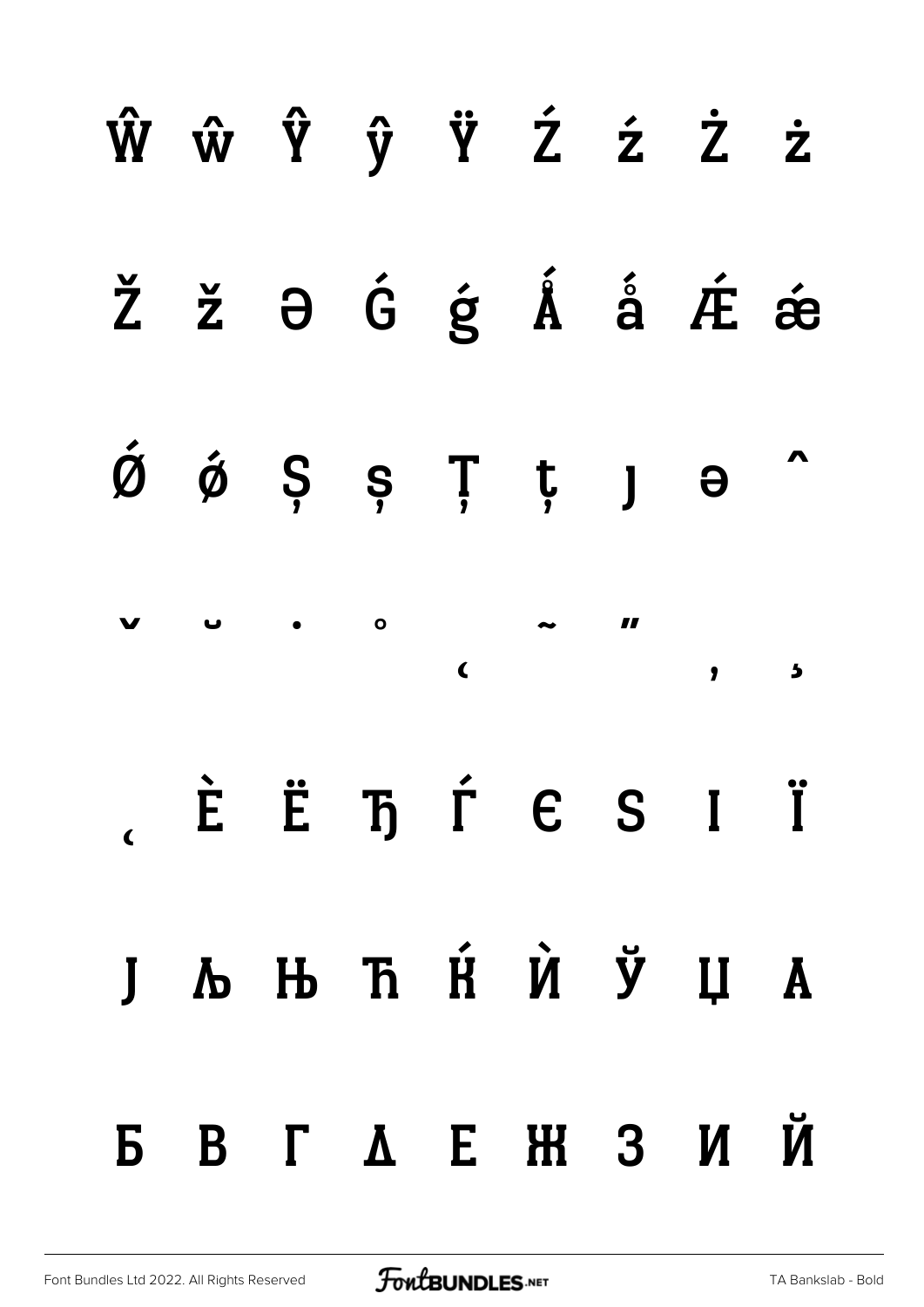Ŵ ŵ Ŷ ŷ Ÿ Ź ź Ż ż

Ž ž Ə Ǵ ǵ Ǻ ǻ Ǽ ǽ

Ǿ ǿ Ș ș Ț ț ȷ ə ˆ

ˇ ˘ ˙ ˚ ˛ ˜ ˝ ̦ ̒

̨ Ѐ Ё Ђ Ѓ Є Ѕ І Ї

Ј Љ Њ Ћ Ќ Ѝ Ў Џ А

Б В Г Д Е Ж З И Й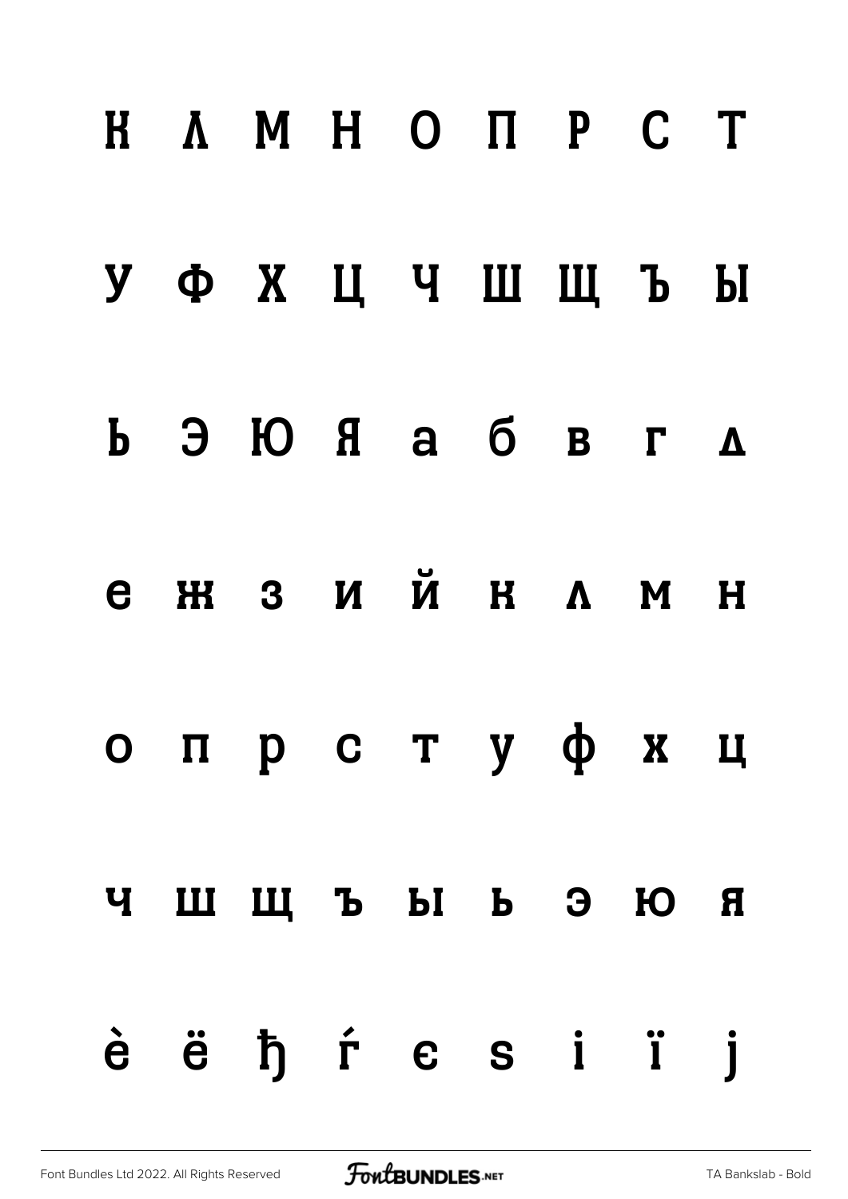К Л М Н О П Р С Т

У Ф Х Ц Ч Ш Щ Ъ Ы

Ь Э Ю Я а б в г д

е ж з и й к л м н

о п р с т у ф х ц

ч ш щ ъ ы ь э ю я

ѐ ё ђ ѓ є ѕ і ї ј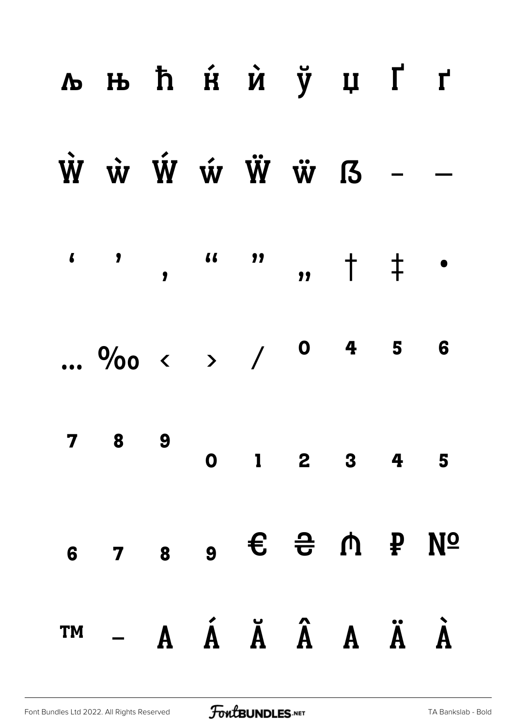љ њ ћ ќ ѝ ў џ Ґ ґ

Ẁ ẁ Ẃ ẃ Ẅ ẅ ẞ – —

‘ ’ ‚ “ ” „ † ‡ •

… ‰ ‹ › ⁄ ⁰ ⁴ ⁵ ⁶

⁷ ⁸ ⁹ ₀ ₁ ₂ ₃ ₄ ₅

₆ ₇ ₈ ₉ € ₴ ₼ ₽ №

™ − A Á Ă Â A Ä À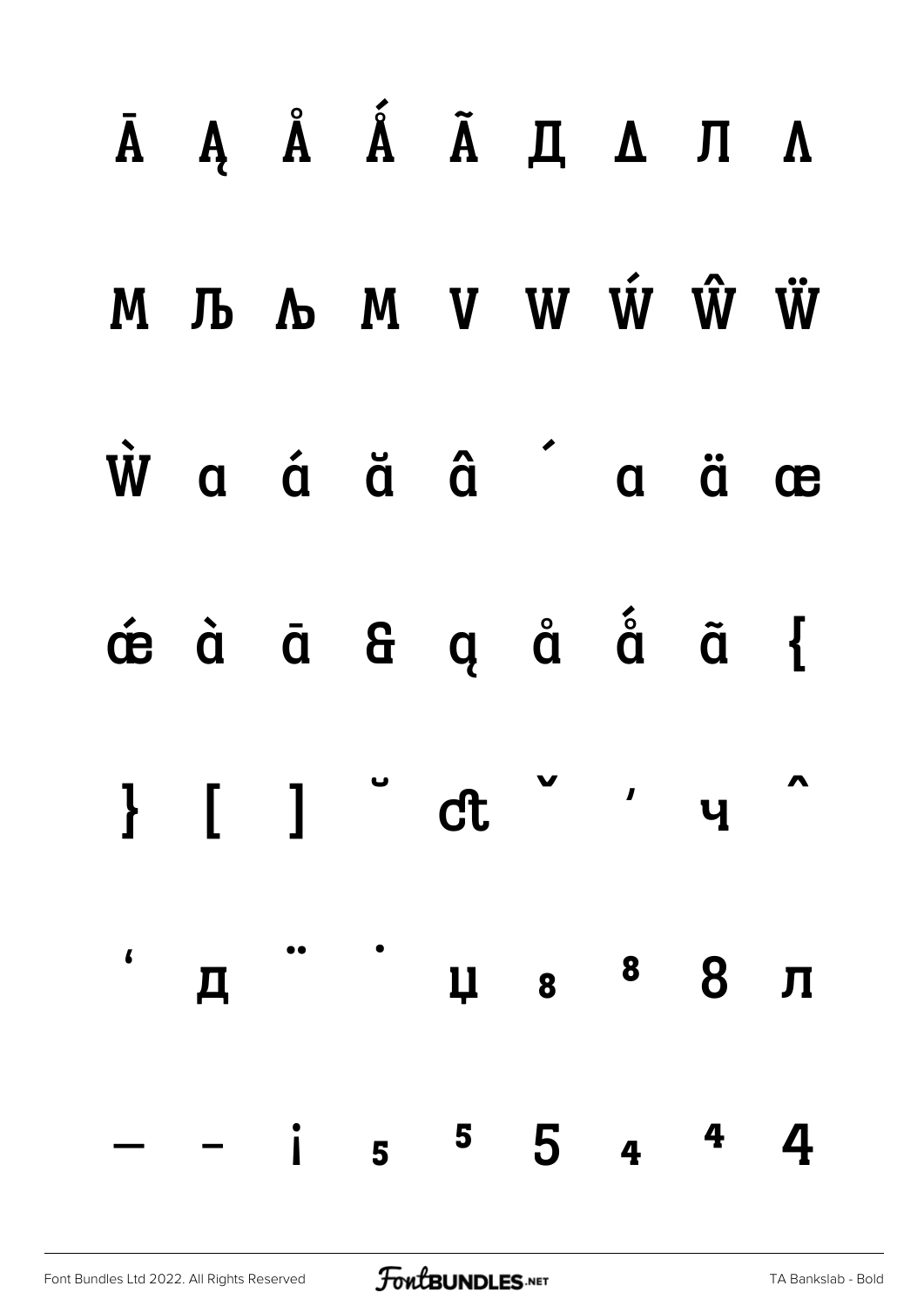Ā Ą Å Ǻ Ã Д Λ Л Λ

M Љ Љ M V W Ẃ Ŵ Ẅ

Ẁ ɑ ɑ́ ɑ̆ ɑ̂ ´ ɑ ɑ̈ œ

œ́ ɑ̀ ɑ̄ & ɑ̨ ɑ̊ ǻ ɑ̃ {

} [ ] ˘ ct ˇ ' ч ˆ

' д ¨ ˙ џ ₈ ⁸ 8 л

— – ¡ ₅ ⁵ 5 ₄ ⁴ 4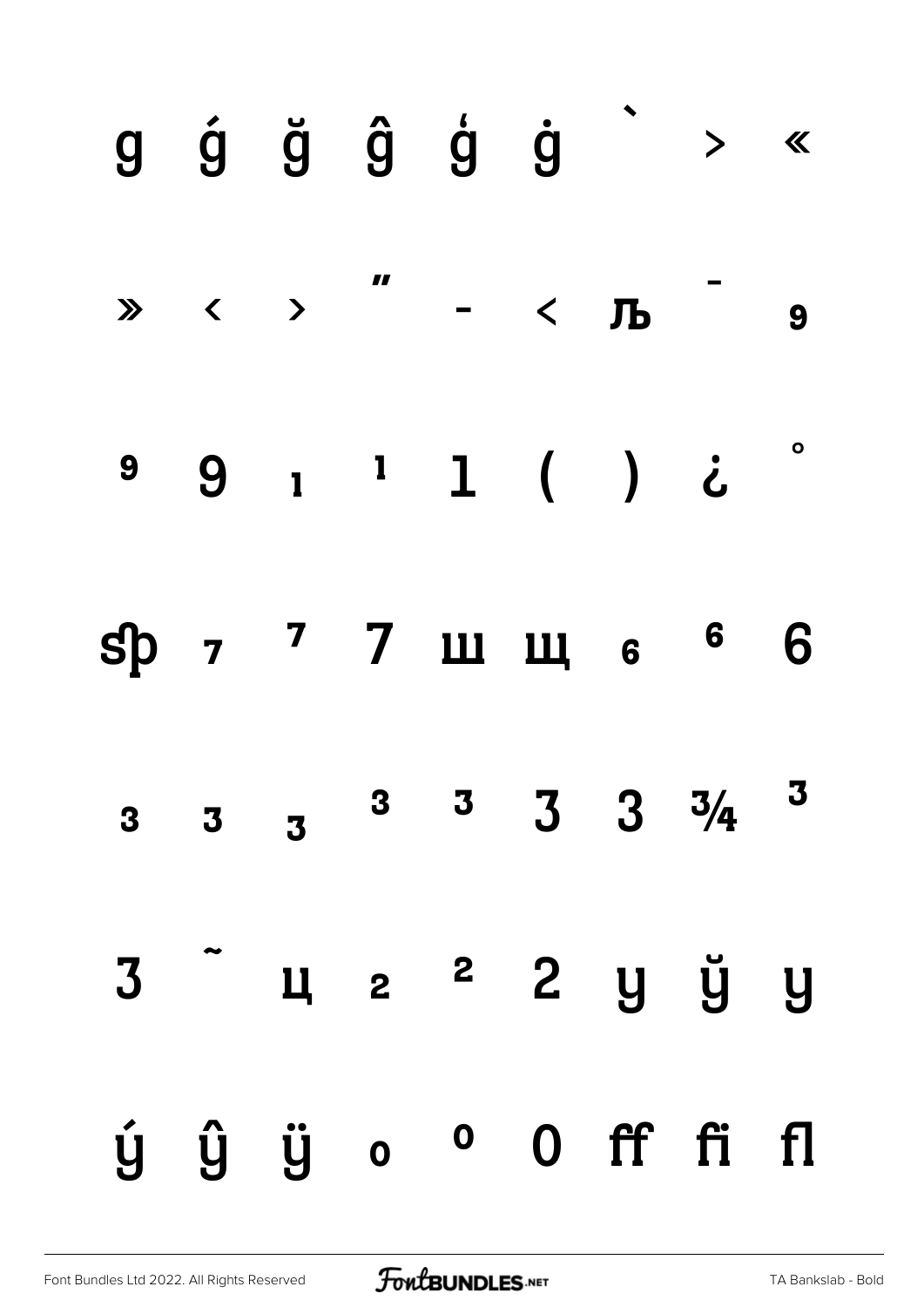g ǵ ğ ĝ ģ ġ ` > «

» ‹ › ″ - < љ ¯ 9

9 9 1 1 1 ( ) ¿ °

ꝭ 7 7 7 ш щ 6 6 6

3 3 3 3 3 3 3 ¾ 3

3 ˜ ц 2 2 2 y ў y

ý ŷ ÿ 0 0 0 ff fi fl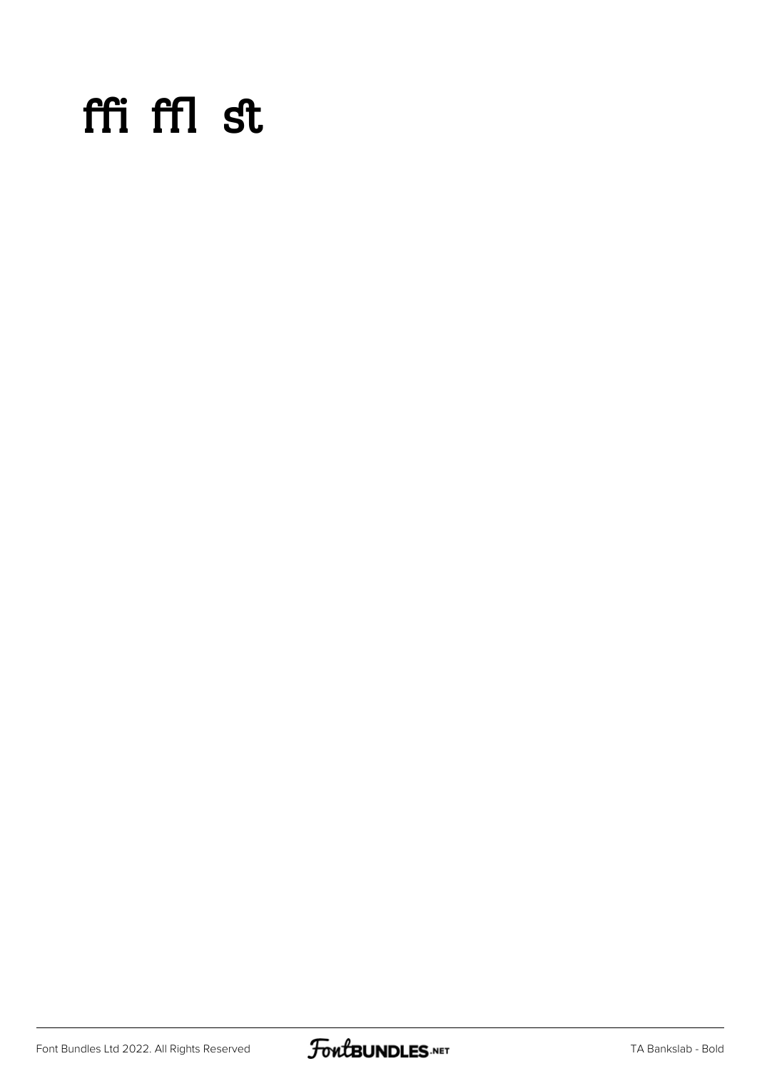ﬃ ﬄ ﬆ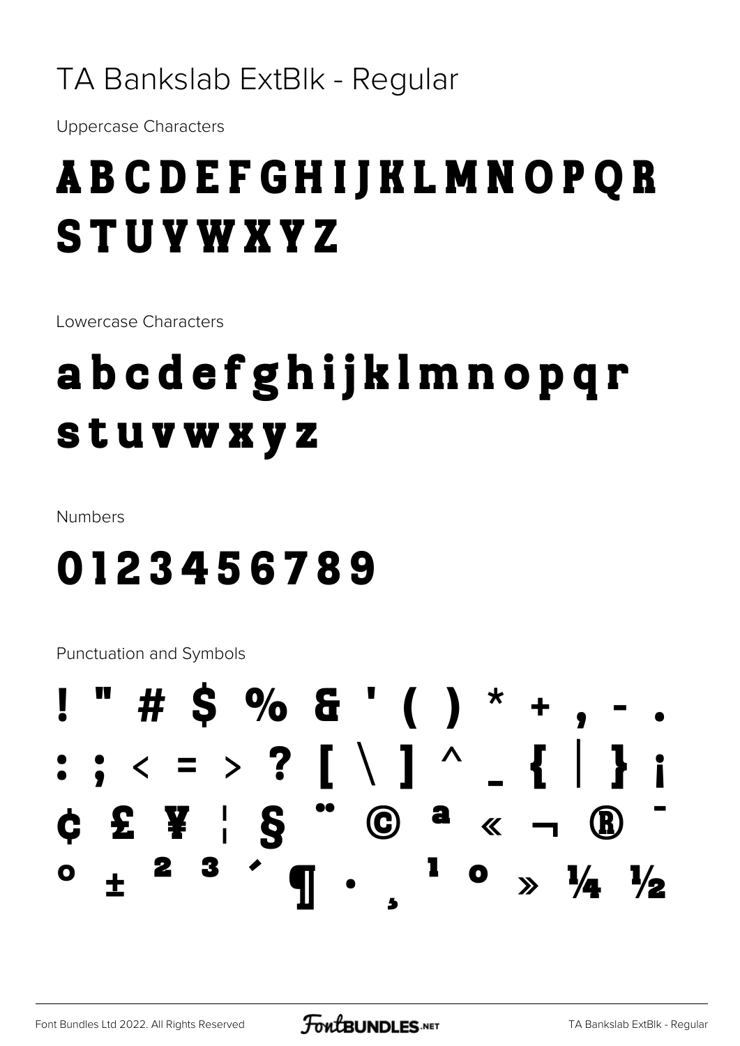# TA Bankslab ExtBlk - Regular

Uppercase Characters

## A B C D E F G H I J K L M N O P Q R S T U V W X Y Z

Lowercase Characters

## a b c d e f g h i j k l m n o p q r s t u v w x y z

Numbers

## 0 1 2 3 4 5 6 7 8 9

Punctuation and Symbols

## ! " # $ % & ' ( ) * + , - . : ; < = > ? [ \ ] ^ _ { | } ¡ ¢ £ ¥ ¦ § ¨ © ª « ¬ ® ¯ ° ± ² ³ ´ ¶ · ¸ ¹ º » ¼ ½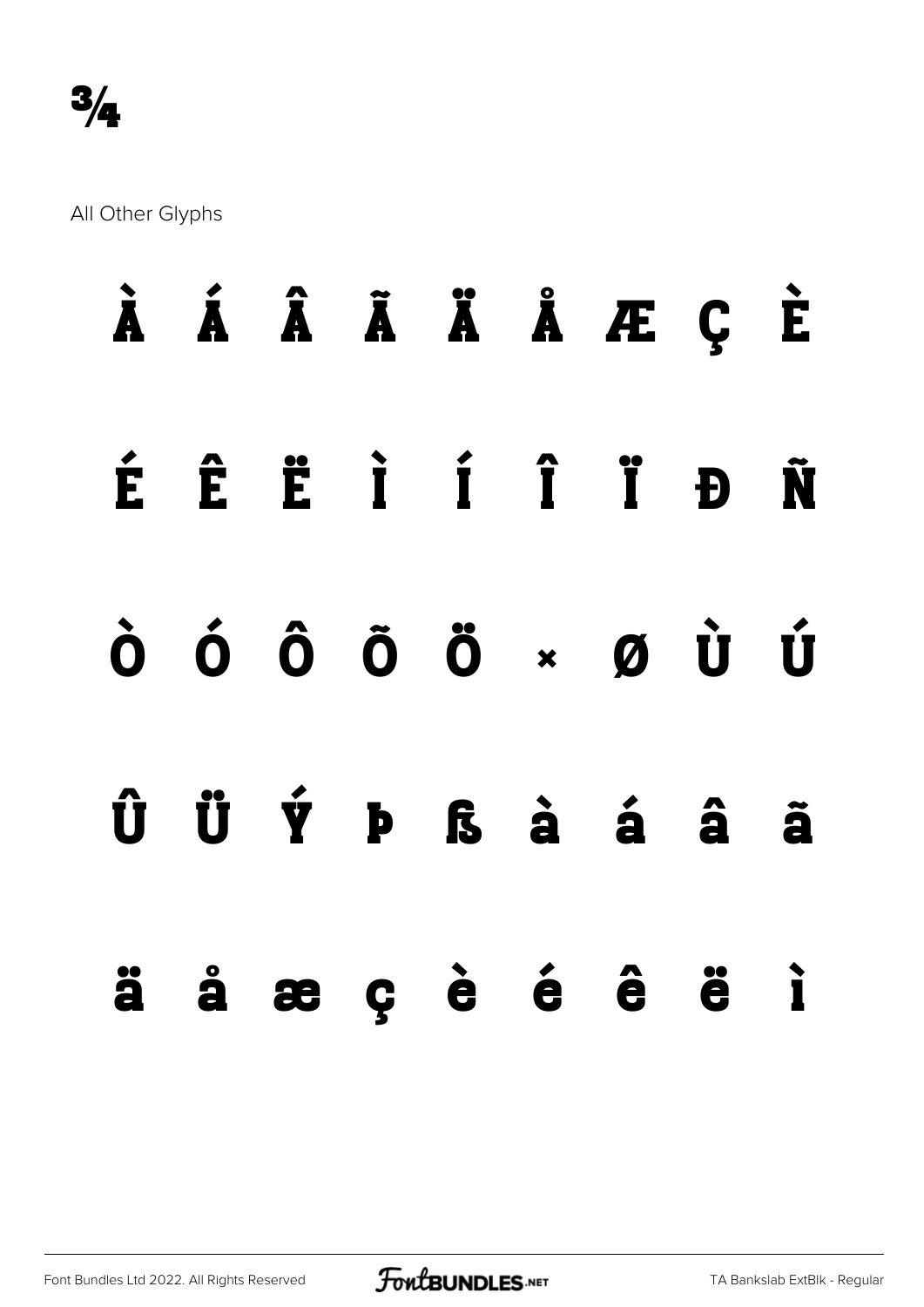¾

All Other Glyphs

À Á Â Ã Ä Å Æ Ç È

É Ê Ë Ì Í Î Ï Ð Ñ

Ò Ó Ô Õ Ö × Ø Ù Ú

Û Ü Ý Þ ß à á â ã

ä å æ ç è é ê ë ì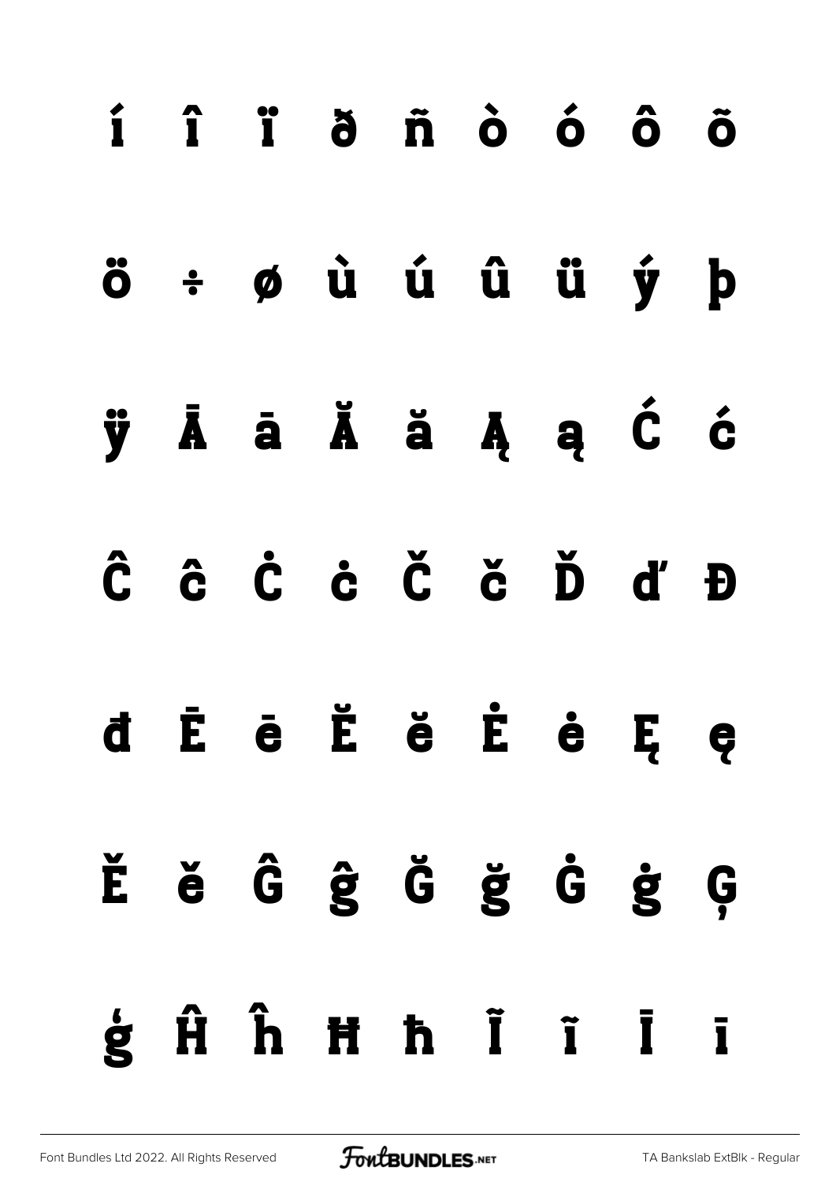í î ï ð ñ ò ó ô õ

ö ÷ ø ù ú û ü ý þ

ÿ Ā ā Ă ă Ą ą Ć ć

Ĉ ĉ Ċ ċ Č č Ď ď Đ

đ Ē ē Ĕ ĕ Ė ė Ę ę

Ě ě Ĝ ĝ Ğ ğ Ġ ġ Ģ

ģ Ĥ ĥ Ħ ħ Ĩ ĩ Ī ī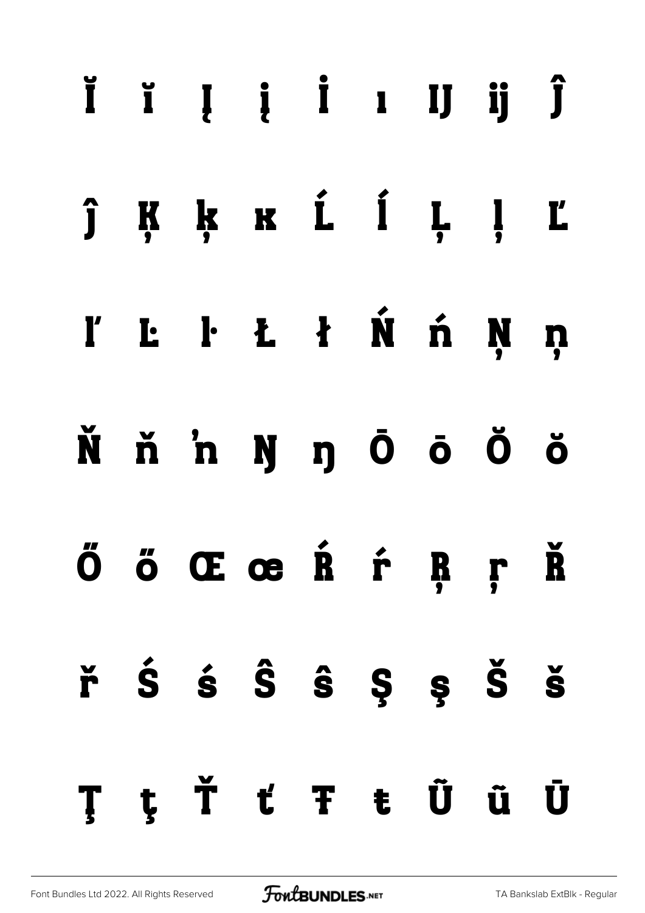Ĭ ĭ Į į İ ı Ĳ ĳ Ĵ

ĵ Ķ ķ ĸ Ĺ ĺ Ļ ļ Ľ

ľ Ŀ ŀ Ł ł Ń ń Ņ ņ

Ň ň ŉ Ŋ ŋ Ō ō Ŏ ŏ

Ő ő Œ œ Ŕ ŕ Ŗ ŗ Ř

ř Ś ś Ŝ ŝ Ş ş Š š

Ţ ţ Ť ť Ŧ ŧ Ũ ũ Ū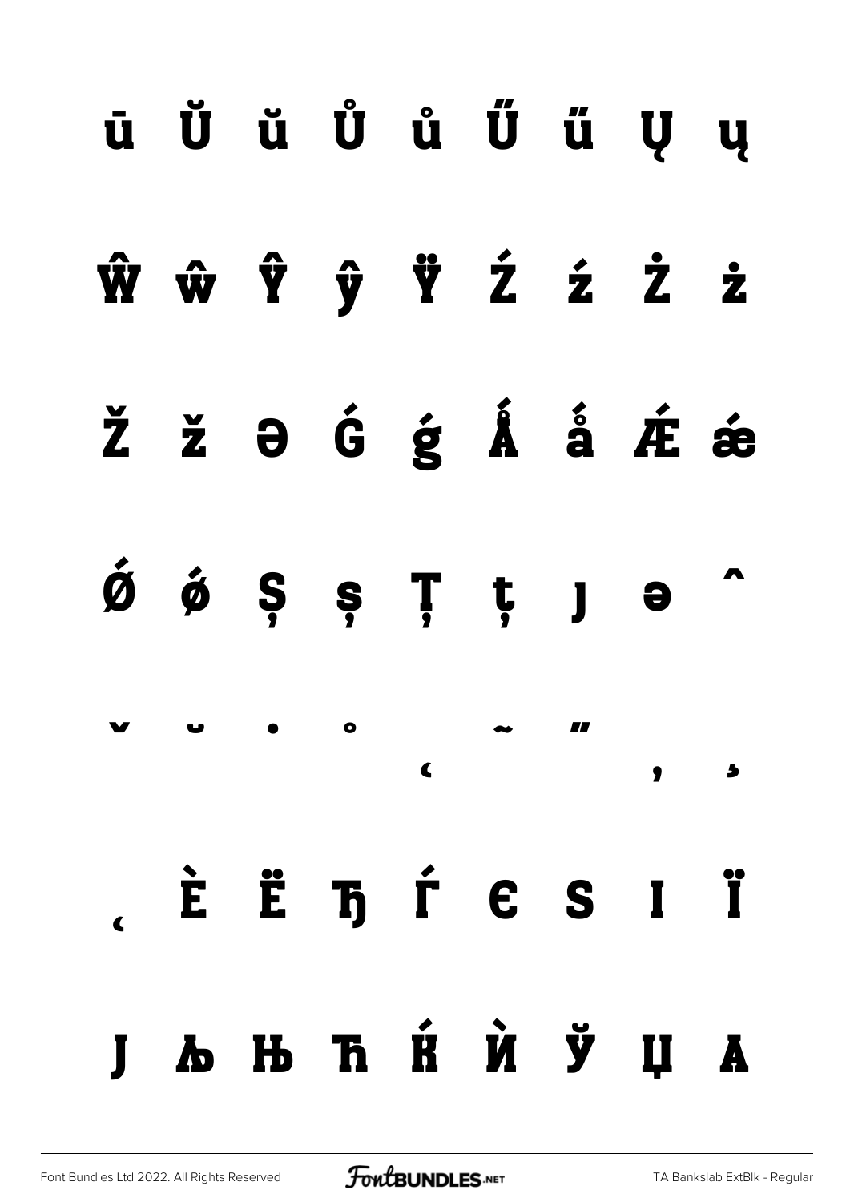ū Ŭ ŭ Ů ů Ű ű Ų ų

Ŵ ŵ Ŷ ŷ Ÿ Ź ź Ż ż

Ž ž ə Ǵ ǵ Ǻ ǻ Ǽ ǽ

Ǿ ǿ Ș ș Ț ț ȷ ə ˆ

ˇ ˘ ˙ ˚ ˛ ˜ ˝ , ̦

̨ Ѐ Ё Ђ Ѓ Є Ѕ І Ї

Ј Љ Њ Ћ Ќ Ѝ Ў Џ А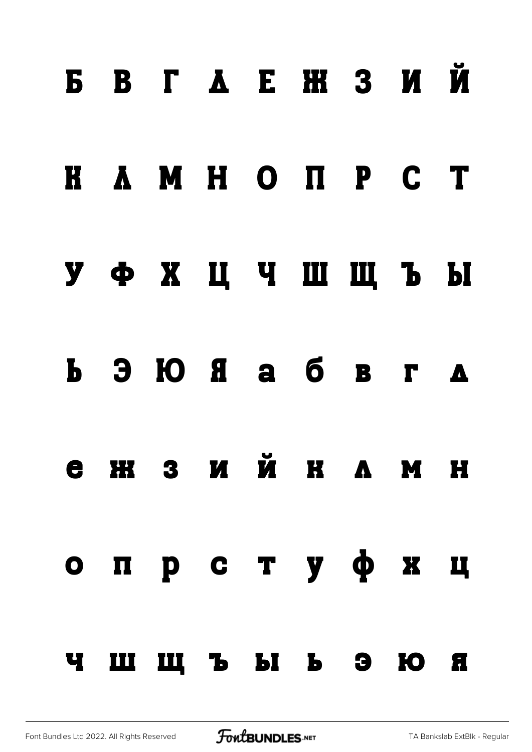Б В Г Д Е Ж З И Й

К Л М Н О П Р С Т

У Ф Х Ц Ч Ш Щ Ъ Ы

Ь Э Ю Я а б в г д

е ж з и й к л м н

о п р с т у ф х ц

ч ш щ ъ ы ь э ю я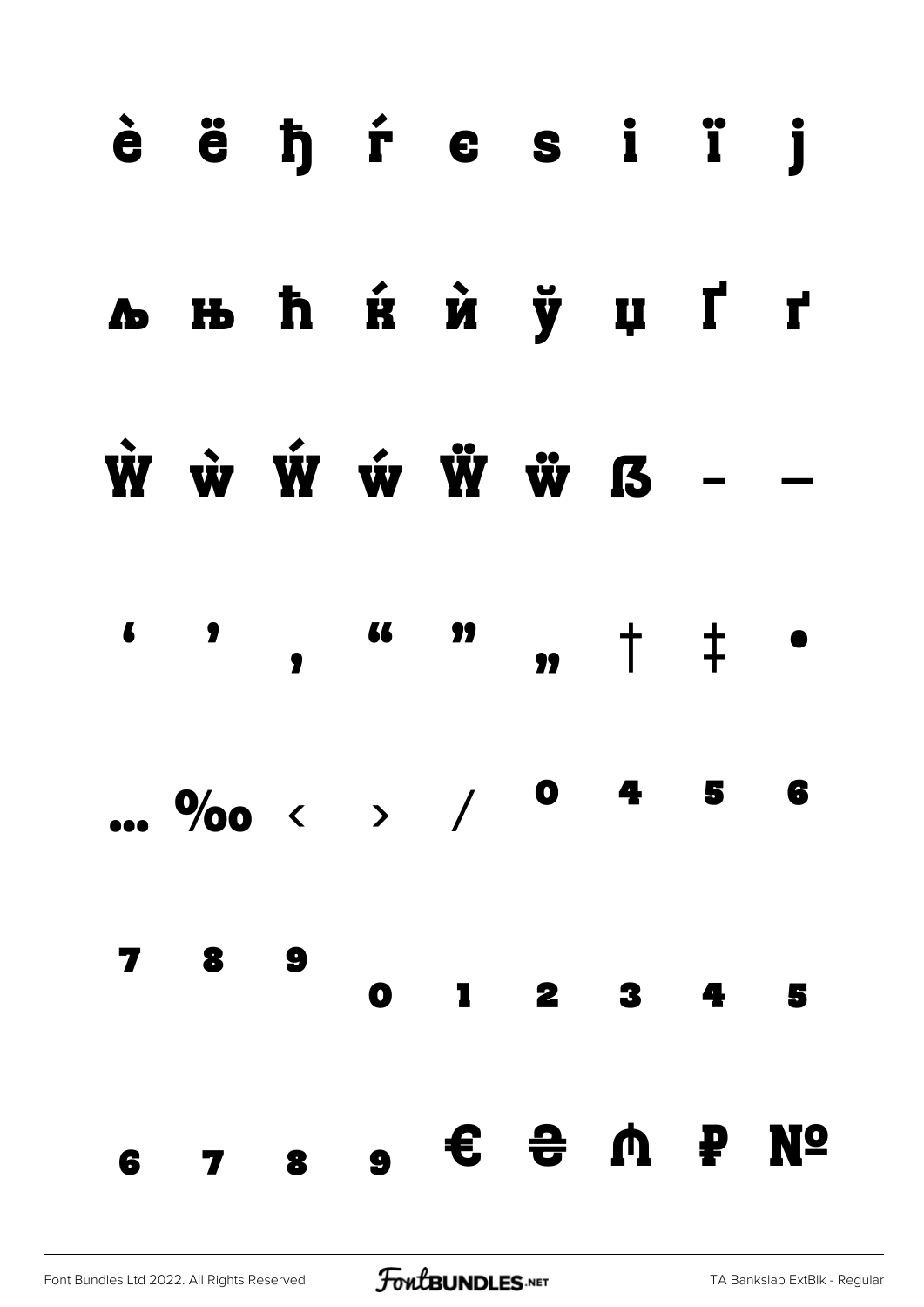è ë ђ ѓ є ѕ і ї ј

љ њ ћ ќ ѝ ў џ Ґ ґ

Ẁ ẁ Ẃ ẃ Ẅ ẅ ẞ – —

‘ ’ ‚ “ ” „ † ‡ •

… ‰ ‹ › ⁄ ⁰ ⁴ ⁵ ⁶

⁷ ⁸ ⁹ ₀ ₁ ₂ ₃ ₄ ₅

₆ ₇ ₈ ₉ € ₴ ₼ ₽ №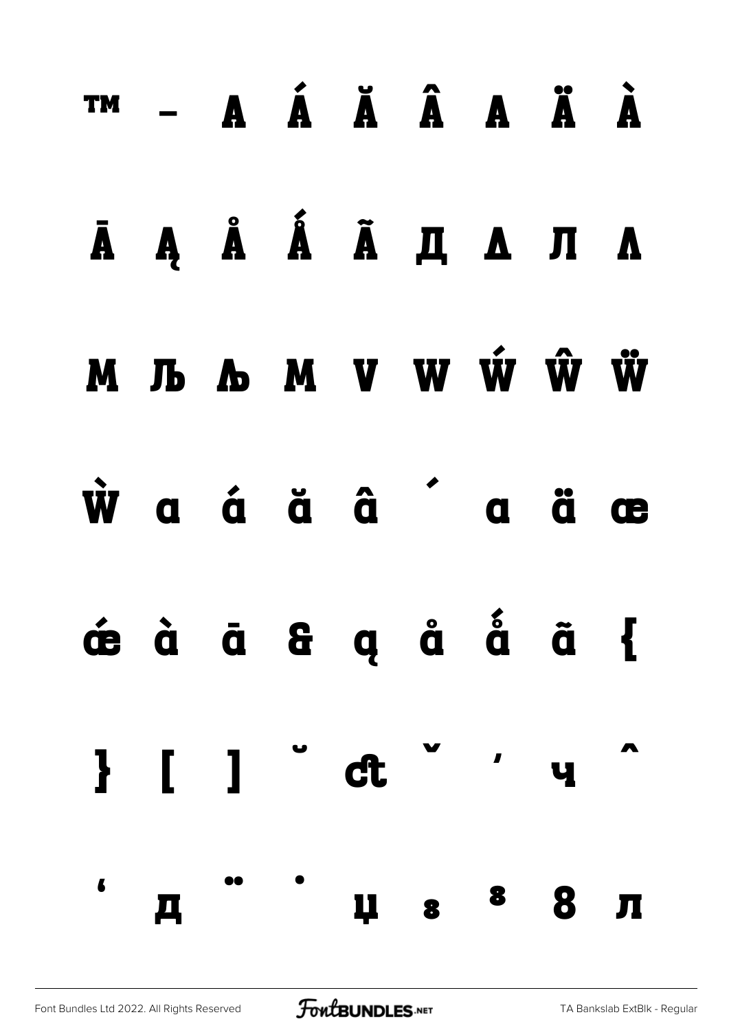™ – A Á Ă Â A Ä À

Ā Ą Å Ǻ Ã Д Δ Л Λ

M Љ Љ M V W Ẃ Ŵ Ẅ

Ẁ a á ă â ´ a ä œ

ǽ à ā & ą å ǻ ã {

} [ ] ˘ ct ˇ ' ч ˆ

' д ¨ ˙ џ ₈ ⁸ 8 л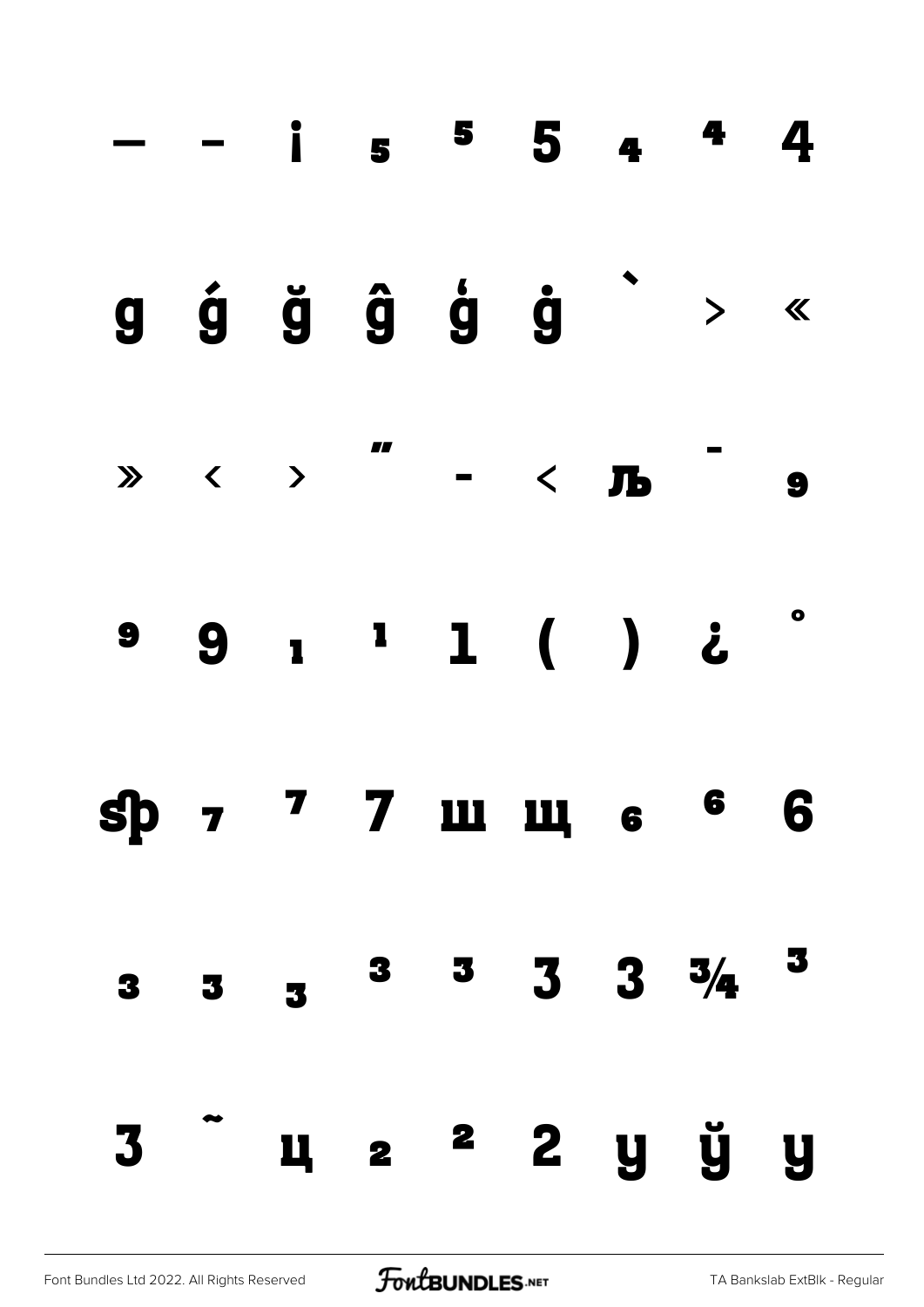— – i ₅ ⁵ 5 ₄ ⁴ 4

g ǵ ğ ĝ ģ ġ ` › «

» ‹ › ‴ - < љ ¯ ₉

⁹ 9 ₁ ¹ 1 ( ) ¿ °

ȿp ₇ ⁷ 7 ш щ ₆ ⁶ 6

₃ ₃ ₃ ³ ³ 3 3 ¾ ³

3 ˜ ц ₂ ² 2 у ў у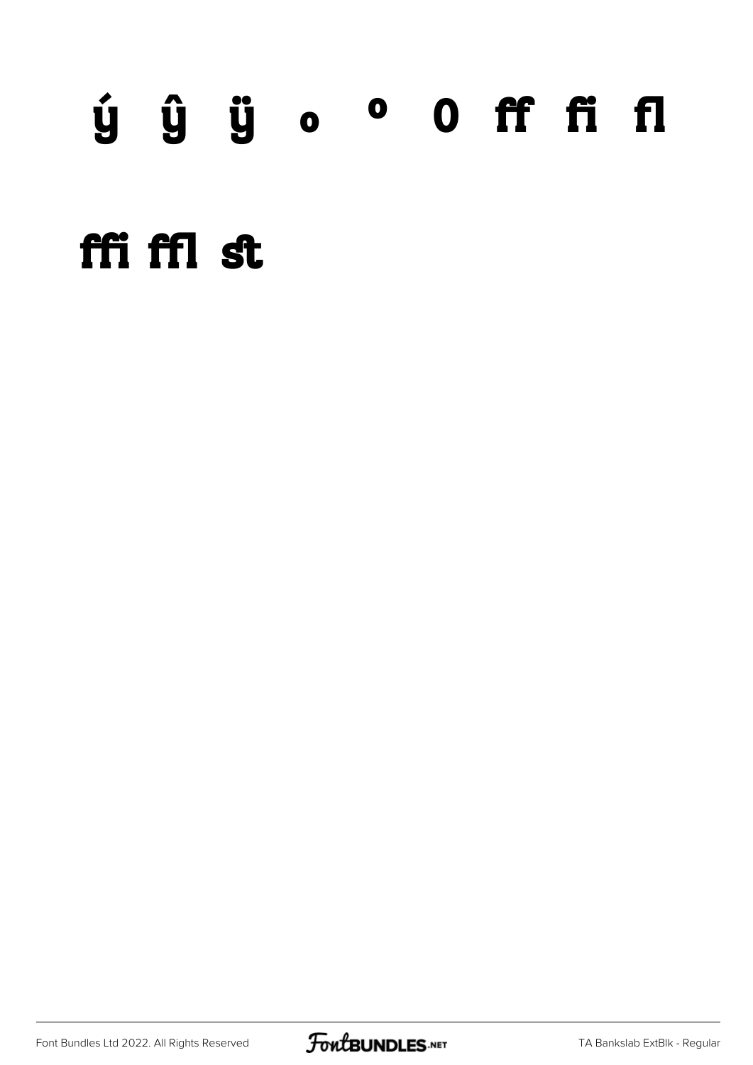ý ŷ ÿ ₒ º 0 ﬀ ﬁ ﬂ

ﬃ ﬄ ﬅ